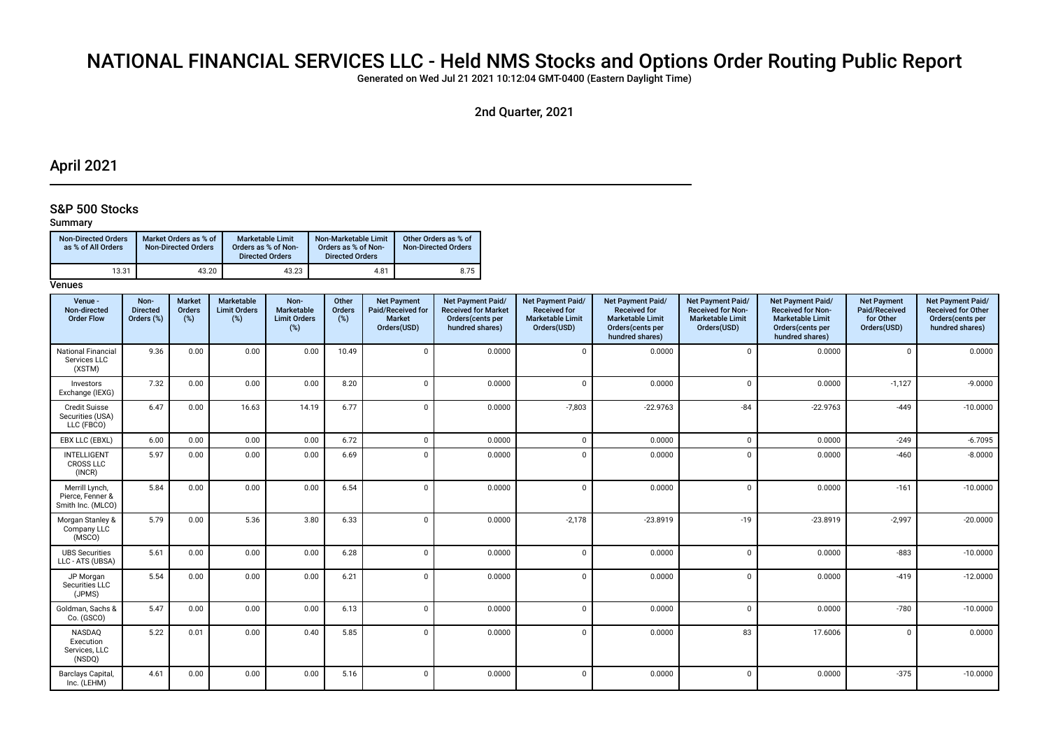# NATIONAL FINANCIAL SERVICES LLC - Held NMS Stocks and Options Order Routing Public Report

Generated on Wed Jul 21 2021 10:12:04 GMT-0400 (Eastern Daylight Time)

2nd Quarter, 2021

## April 2021

### S&P 500 Stocks

#### Summary

| Non-Directed Orders as % of All Orders | Market Orders as % of Non-Directed Orders | Marketable Limit Orders as % of Non-Directed Orders | Non-Marketable Limit Orders as % of Non-Directed Orders | Other Orders as % of Non-Directed Orders |
|---|---|---|---|---|
| 13.31 | 43.20 | 43.23 | 4.81 | 8.75 |

#### Venues

| Venue - Non-directed Order Flow | Non-Directed Orders (%) | Market Orders (%) | Marketable Limit Orders (%) | Non-Marketable Limit Orders (%) | Other Orders (%) | Net Payment Paid/Received for Market Orders(USD) | Net Payment Paid/Received for Market Orders(cents per hundred shares) | Net Payment Paid/Received for Marketable Limit Orders(USD) | Net Payment Paid/Received for Marketable Limit Orders(cents per hundred shares) | Net Payment Paid/Received for Non-Marketable Limit Orders(USD) | Net Payment Paid/Received for Non-Marketable Limit Orders(cents per hundred shares) | Net Payment Paid/Received for Other Orders(USD) | Net Payment Paid/Received for Other Orders(cents per hundred shares) |
|---|---|---|---|---|---|---|---|---|---|---|---|---|---|
| National Financial Services LLC (XSTM) | 9.36 | 0.00 | 0.00 | 0.00 | 10.49 | 0 | 0.0000 | 0 | 0.0000 | 0 | 0.0000 | 0 | 0.0000 |
| Investors Exchange (IEXG) | 7.32 | 0.00 | 0.00 | 0.00 | 8.20 | 0 | 0.0000 | 0 | 0.0000 | 0 | 0.0000 | -1,127 | -9.0000 |
| Credit Suisse Securities (USA) LLC (FBCO) | 6.47 | 0.00 | 16.63 | 14.19 | 6.77 | 0 | 0.0000 | -7,803 | -22.9763 | -84 | -22.9763 | -449 | -10.0000 |
| EBX LLC (EBXL) | 6.00 | 0.00 | 0.00 | 0.00 | 6.72 | 0 | 0.0000 | 0 | 0.0000 | 0 | 0.0000 | -249 | -6.7095 |
| INTELLIGENT CROSS LLC (INCR) | 5.97 | 0.00 | 0.00 | 0.00 | 6.69 | 0 | 0.0000 | 0 | 0.0000 | 0 | 0.0000 | -460 | -8.0000 |
| Merrill Lynch, Pierce, Fenner & Smith Inc. (MLCO) | 5.84 | 0.00 | 0.00 | 0.00 | 6.54 | 0 | 0.0000 | 0 | 0.0000 | 0 | 0.0000 | -161 | -10.0000 |
| Morgan Stanley & Company LLC (MSCO) | 5.79 | 0.00 | 5.36 | 3.80 | 6.33 | 0 | 0.0000 | -2,178 | -23.8919 | -19 | -23.8919 | -2,997 | -20.0000 |
| UBS Securities LLC - ATS (UBSA) | 5.61 | 0.00 | 0.00 | 0.00 | 6.28 | 0 | 0.0000 | 0 | 0.0000 | 0 | 0.0000 | -883 | -10.0000 |
| JP Morgan Securities LLC (JPMS) | 5.54 | 0.00 | 0.00 | 0.00 | 6.21 | 0 | 0.0000 | 0 | 0.0000 | 0 | 0.0000 | -419 | -12.0000 |
| Goldman, Sachs & Co. (GSCO) | 5.47 | 0.00 | 0.00 | 0.00 | 6.13 | 0 | 0.0000 | 0 | 0.0000 | 0 | 0.0000 | -780 | -10.0000 |
| NASDAQ Execution Services, LLC (NSDQ) | 5.22 | 0.01 | 0.00 | 0.40 | 5.85 | 0 | 0.0000 | 0 | 0.0000 | 83 | 17.6006 | 0 | 0.0000 |
| Barclays Capital, Inc. (LEHM) | 4.61 | 0.00 | 0.00 | 0.00 | 5.16 | 0 | 0.0000 | 0 | 0.0000 | 0 | 0.0000 | -375 | -10.0000 |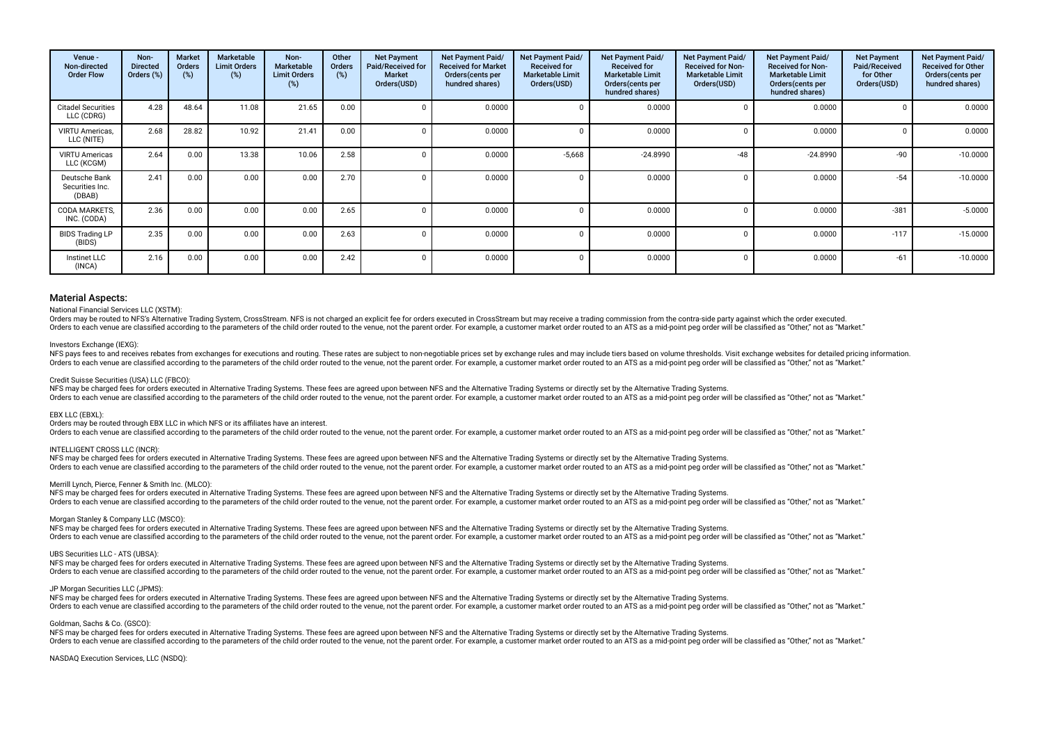| Venue - Non-directed Order Flow | Non-Directed Orders (%) | Market Orders (%) | Marketable Limit Orders (%) | Non-Marketable Limit Orders (%) | Other Orders (%) | Net Payment Paid/Received for Market Orders(USD) | Net Payment Paid/ Received for Market Orders(cents per hundred shares) | Net Payment Paid/ Received for Marketable Limit Orders(USD) | Net Payment Paid/ Received for Marketable Limit Orders(cents per hundred shares) | Net Payment Paid/ Received for Non-Marketable Limit Orders(USD) | Net Payment Paid/ Received for Non-Marketable Limit Orders(cents per hundred shares) | Net Payment Paid/Received for Other Orders(USD) | Net Payment Paid/ Received for Other Orders(cents per hundred shares) |
|---|---|---|---|---|---|---|---|---|---|---|---|---|---|
| Citadel Securities LLC (CDRG) | 4.28 | 48.64 | 11.08 | 21.65 | 0.00 | 0 | 0.0000 | 0 | 0.0000 | 0 | 0.0000 | 0 | 0.0000 |
| VIRTU Americas, LLC (NITE) | 2.68 | 28.82 | 10.92 | 21.41 | 0.00 | 0 | 0.0000 | 0 | 0.0000 | 0 | 0.0000 | 0 | 0.0000 |
| VIRTU Americas LLC (KCGM) | 2.64 | 0.00 | 13.38 | 10.06 | 2.58 | 0 | 0.0000 | -5,668 | -24.8990 | -48 | -24.8990 | -90 | -10.0000 |
| Deutsche Bank Securities Inc. (DBAB) | 2.41 | 0.00 | 0.00 | 0.00 | 2.70 | 0 | 0.0000 | 0 | 0.0000 | 0 | 0.0000 | -54 | -10.0000 |
| CODA MARKETS, INC. (CODA) | 2.36 | 0.00 | 0.00 | 0.00 | 2.65 | 0 | 0.0000 | 0 | 0.0000 | 0 | 0.0000 | -381 | -5.0000 |
| BIDS Trading LP (BIDS) | 2.35 | 0.00 | 0.00 | 0.00 | 2.63 | 0 | 0.0000 | 0 | 0.0000 | 0 | 0.0000 | -117 | -15.0000 |
| Instinet LLC (INCA) | 2.16 | 0.00 | 0.00 | 0.00 | 2.42 | 0 | 0.0000 | 0 | 0.0000 | 0 | 0.0000 | -61 | -10.0000 |

## Material Aspects:

National Financial Services LLC (XSTM):

Orders may be routed to NFS's Alternative Trading System, CrossStream. NFS is not charged an explicit fee for orders executed in CrossStream but may receive a trading commission from the contra-side party against which the order executed.
Orders to each venue are classified according to the parameters of the child order routed to the venue, not the parent order. For example, a customer market order routed to an ATS as a mid-point peg order will be classified as "Other," not as "Market."

Investors Exchange (IEXG):

NFS pays fees to and receives rebates from exchanges for executions and routing. These rates are subject to non-negotiable prices set by exchange rules and may include tiers based on volume thresholds. Visit exchange websites for detailed pricing information.
Orders to each venue are classified according to the parameters of the child order routed to the venue, not the parent order. For example, a customer market order routed to an ATS as a mid-point peg order will be classified as "Other," not as "Market."

Credit Suisse Securities (USA) LLC (FBCO):

NFS may be charged fees for orders executed in Alternative Trading Systems. These fees are agreed upon between NFS and the Alternative Trading Systems or directly set by the Alternative Trading Systems.
Orders to each venue are classified according to the parameters of the child order routed to the venue, not the parent order. For example, a customer market order routed to an ATS as a mid-point peg order will be classified as "Other," not as "Market."

EBX LLC (EBXL):

Orders may be routed through EBX LLC in which NFS or its affiliates have an interest.
Orders to each venue are classified according to the parameters of the child order routed to the venue, not the parent order. For example, a customer market order routed to an ATS as a mid-point peg order will be classified as "Other," not as "Market."

INTELLIGENT CROSS LLC (INCR):

NFS may be charged fees for orders executed in Alternative Trading Systems. These fees are agreed upon between NFS and the Alternative Trading Systems or directly set by the Alternative Trading Systems.
Orders to each venue are classified according to the parameters of the child order routed to the venue, not the parent order. For example, a customer market order routed to an ATS as a mid-point peg order will be classified as "Other," not as "Market."

Merrill Lynch, Pierce, Fenner & Smith Inc. (MLCO):

NFS may be charged fees for orders executed in Alternative Trading Systems. These fees are agreed upon between NFS and the Alternative Trading Systems or directly set by the Alternative Trading Systems.
Orders to each venue are classified according to the parameters of the child order routed to the venue, not the parent order. For example, a customer market order routed to an ATS as a mid-point peg order will be classified as "Other," not as "Market."

Morgan Stanley & Company LLC (MSCO):

NFS may be charged fees for orders executed in Alternative Trading Systems. These fees are agreed upon between NFS and the Alternative Trading Systems or directly set by the Alternative Trading Systems.
Orders to each venue are classified according to the parameters of the child order routed to the venue, not the parent order. For example, a customer market order routed to an ATS as a mid-point peg order will be classified as "Other," not as "Market."

UBS Securities LLC - ATS (UBSA):

NFS may be charged fees for orders executed in Alternative Trading Systems. These fees are agreed upon between NFS and the Alternative Trading Systems or directly set by the Alternative Trading Systems.
Orders to each venue are classified according to the parameters of the child order routed to the venue, not the parent order. For example, a customer market order routed to an ATS as a mid-point peg order will be classified as "Other," not as "Market."

JP Morgan Securities LLC (JPMS):

NFS may be charged fees for orders executed in Alternative Trading Systems. These fees are agreed upon between NFS and the Alternative Trading Systems or directly set by the Alternative Trading Systems.
Orders to each venue are classified according to the parameters of the child order routed to the venue, not the parent order. For example, a customer market order routed to an ATS as a mid-point peg order will be classified as "Other," not as "Market."

Goldman, Sachs & Co. (GSCO):

NFS may be charged fees for orders executed in Alternative Trading Systems. These fees are agreed upon between NFS and the Alternative Trading Systems or directly set by the Alternative Trading Systems.
Orders to each venue are classified according to the parameters of the child order routed to the venue, not the parent order. For example, a customer market order routed to an ATS as a mid-point peg order will be classified as "Other," not as "Market."

NASDAQ Execution Services, LLC (NSDQ):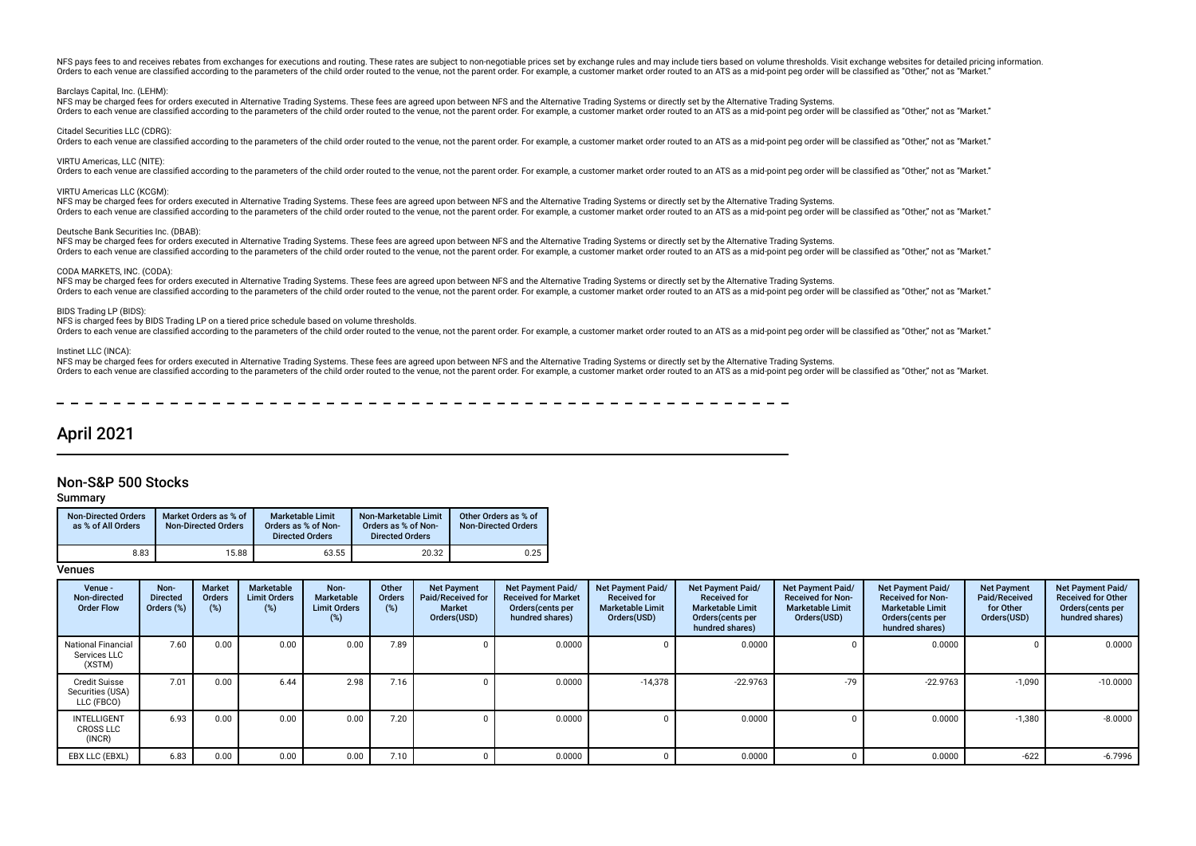NFS pays fees to and receives rebates from exchanges for executions and routing. These rates are subject to non-negotiable prices set by exchange rules and may include tiers based on volume thresholds. Visit exchange websites for detailed pricing information.
Orders to each venue are classified according to the parameters of the child order routed to the venue, not the parent order. For example, a customer market order routed to an ATS as a mid-point peg order will be classified as "Other," not as "Market."

Barclays Capital, Inc. (LEHM):
NFS may be charged fees for orders executed in Alternative Trading Systems. These fees are agreed upon between NFS and the Alternative Trading Systems or directly set by the Alternative Trading Systems.
Orders to each venue are classified according to the parameters of the child order routed to the venue, not the parent order. For example, a customer market order routed to an ATS as a mid-point peg order will be classified as "Other," not as "Market."

Citadel Securities LLC (CDRG):
Orders to each venue are classified according to the parameters of the child order routed to the venue, not the parent order. For example, a customer market order routed to an ATS as a mid-point peg order will be classified as "Other," not as "Market."

VIRTU Americas, LLC (NITE):
Orders to each venue are classified according to the parameters of the child order routed to the venue, not the parent order. For example, a customer market order routed to an ATS as a mid-point peg order will be classified as "Other," not as "Market."

VIRTU Americas LLC (KCGM):
NFS may be charged fees for orders executed in Alternative Trading Systems. These fees are agreed upon between NFS and the Alternative Trading Systems or directly set by the Alternative Trading Systems.
Orders to each venue are classified according to the parameters of the child order routed to the venue, not the parent order. For example, a customer market order routed to an ATS as a mid-point peg order will be classified as "Other," not as "Market."

Deutsche Bank Securities Inc. (DBAB):
NFS may be charged fees for orders executed in Alternative Trading Systems. These fees are agreed upon between NFS and the Alternative Trading Systems or directly set by the Alternative Trading Systems.
Orders to each venue are classified according to the parameters of the child order routed to the venue, not the parent order. For example, a customer market order routed to an ATS as a mid-point peg order will be classified as "Other," not as "Market."

CODA MARKETS, INC. (CODA):
NFS may be charged fees for orders executed in Alternative Trading Systems. These fees are agreed upon between NFS and the Alternative Trading Systems or directly set by the Alternative Trading Systems.
Orders to each venue are classified according to the parameters of the child order routed to the venue, not the parent order. For example, a customer market order routed to an ATS as a mid-point peg order will be classified as "Other," not as "Market."

BIDS Trading LP (BIDS):
NFS is charged fees by BIDS Trading LP on a tiered price schedule based on volume thresholds.
Orders to each venue are classified according to the parameters of the child order routed to the venue, not the parent order. For example, a customer market order routed to an ATS as a mid-point peg order will be classified as "Other," not as "Market."

Instinet LLC (INCA):
NFS may be charged fees for orders executed in Alternative Trading Systems. These fees are agreed upon between NFS and the Alternative Trading Systems or directly set by the Alternative Trading Systems.
Orders to each venue are classified according to the parameters of the child order routed to the venue, not the parent order. For example, a customer market order routed to an ATS as a mid-point peg order will be classified as "Other," not as "Market.

# April 2021

## Non-S&P 500 Stocks

### Summary

| Non-Directed Orders as % of All Orders | Market Orders as % of Non-Directed Orders | Marketable Limit Orders as % of Non-Directed Orders | Non-Marketable Limit Orders as % of Non-Directed Orders | Other Orders as % of Non-Directed Orders |
|---|---|---|---|---|
| 8.83 | 15.88 | 63.55 | 20.32 | 0.25 |

### Venues

| Venue - Non-directed Order Flow | Non-Directed Orders (%) | Market Orders (%) | Marketable Limit Orders (%) | Non-Marketable Limit Orders (%) | Other Orders (%) | Net Payment Paid/Received for Market Orders(USD) | Net Payment Paid/Received for Market Orders(cents per hundred shares) | Net Payment Paid/Received for Marketable Limit Orders(USD) | Net Payment Paid/Received for Marketable Limit Orders(cents per hundred shares) | Net Payment Paid/Received for Non-Marketable Limit Orders(USD) | Net Payment Paid/Received for Non-Marketable Limit Orders(cents per hundred shares) | Net Payment Paid/Received for Other Orders(USD) | Net Payment Paid/Received for Other Orders(cents per hundred shares) |
|---|---|---|---|---|---|---|---|---|---|---|---|---|---|
| National Financial Services LLC (XSTM) | 7.60 | 0.00 | 0.00 | 0.00 | 7.89 | 0 | 0.0000 | 0 | 0.0000 | 0 | 0.0000 | 0 | 0.0000 |
| Credit Suisse Securities (USA) LLC (FBCO) | 7.01 | 0.00 | 6.44 | 2.98 | 7.16 | 0 | 0.0000 | -14,378 | -22.9763 | -79 | -22.9763 | -1,090 | -10.0000 |
| INTELLIGENT CROSS LLC (INCR) | 6.93 | 0.00 | 0.00 | 0.00 | 7.20 | 0 | 0.0000 | 0 | 0.0000 | 0 | 0.0000 | -1,380 | -8.0000 |
| EBX LLC (EBXL) | 6.83 | 0.00 | 0.00 | 0.00 | 7.10 | 0 | 0.0000 | 0 | 0.0000 | 0 | 0.0000 | -622 | -6.7996 |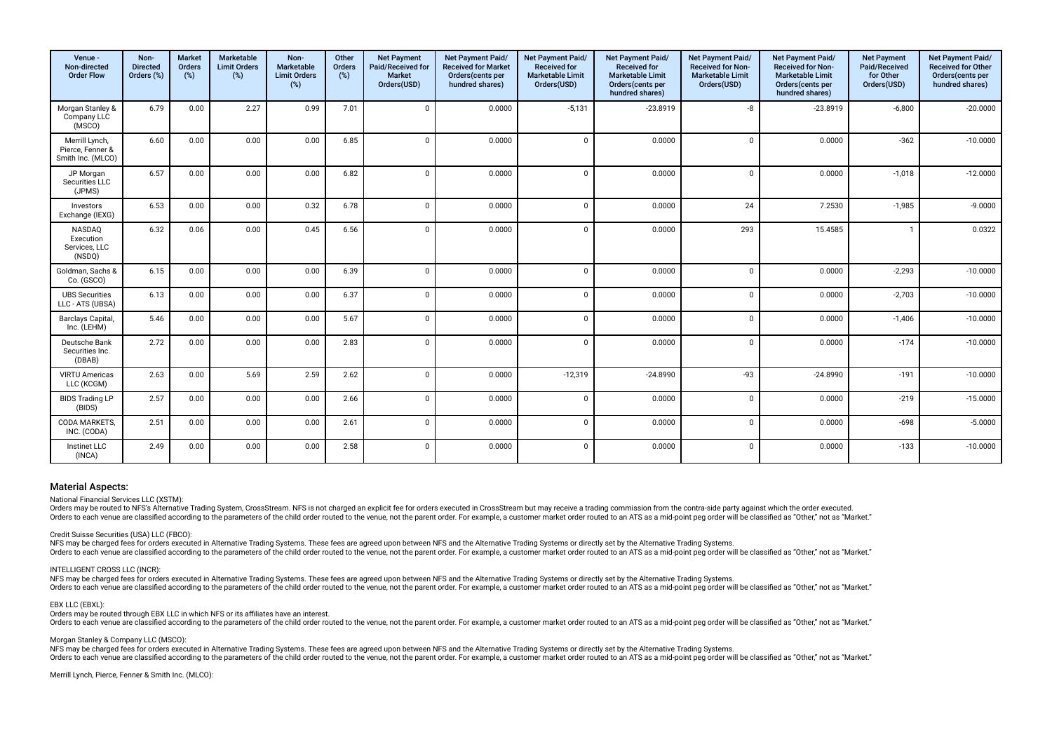| Venue - Non-directed Order Flow | Non-Directed Orders (%) | Market Orders (%) | Marketable Limit Orders (%) | Non-Marketable Limit Orders (%) | Other Orders (%) | Net Payment Paid/Received for Market Orders(USD) | Net Payment Paid/ Received for Market Orders(cents per hundred shares) | Net Payment Paid/ Received for Marketable Limit Orders(USD) | Net Payment Paid/ Received for Marketable Limit Orders(cents per hundred shares) | Net Payment Paid/ Received for Non-Marketable Limit Orders(USD) | Net Payment Paid/ Received for Non-Marketable Limit Orders(cents per hundred shares) | Net Payment Paid/Received for Other Orders(USD) | Net Payment Paid/ Received for Other Orders(cents per hundred shares) |
|---|---|---|---|---|---|---|---|---|---|---|---|---|---|
| Morgan Stanley & Company LLC (MSCO) | 6.79 | 0.00 | 2.27 | 0.99 | 7.01 | 0 | 0.0000 | -5,131 | -23.8919 | -8 | -23.8919 | -6,800 | -20.0000 |
| Merrill Lynch, Pierce, Fenner & Smith Inc. (MLCO) | 6.60 | 0.00 | 0.00 | 0.00 | 6.85 | 0 | 0.0000 | 0 | 0.0000 | 0 | 0.0000 | -362 | -10.0000 |
| JP Morgan Securities LLC (JPMS) | 6.57 | 0.00 | 0.00 | 0.00 | 6.82 | 0 | 0.0000 | 0 | 0.0000 | 0 | 0.0000 | -1,018 | -12.0000 |
| Investors Exchange (IEXG) | 6.53 | 0.00 | 0.00 | 0.32 | 6.78 | 0 | 0.0000 | 0 | 0.0000 | 24 | 7.2530 | -1,985 | -9.0000 |
| NASDAQ Execution Services, LLC (NSDQ) | 6.32 | 0.06 | 0.00 | 0.45 | 6.56 | 0 | 0.0000 | 0 | 0.0000 | 293 | 15.4585 | 1 | 0.0322 |
| Goldman, Sachs & Co. (GSCO) | 6.15 | 0.00 | 0.00 | 0.00 | 6.39 | 0 | 0.0000 | 0 | 0.0000 | 0 | 0.0000 | -2,293 | -10.0000 |
| UBS Securities LLC - ATS (UBSA) | 6.13 | 0.00 | 0.00 | 0.00 | 6.37 | 0 | 0.0000 | 0 | 0.0000 | 0 | 0.0000 | -2,703 | -10.0000 |
| Barclays Capital, Inc. (LEHM) | 5.46 | 0.00 | 0.00 | 0.00 | 5.67 | 0 | 0.0000 | 0 | 0.0000 | 0 | 0.0000 | -1,406 | -10.0000 |
| Deutsche Bank Securities Inc. (DBAB) | 2.72 | 0.00 | 0.00 | 0.00 | 2.83 | 0 | 0.0000 | 0 | 0.0000 | 0 | 0.0000 | -174 | -10.0000 |
| VIRTU Americas LLC (KCGM) | 2.63 | 0.00 | 5.69 | 2.59 | 2.62 | 0 | 0.0000 | -12,319 | -24.8990 | -93 | -24.8990 | -191 | -10.0000 |
| BIDS Trading LP (BIDS) | 2.57 | 0.00 | 0.00 | 0.00 | 2.66 | 0 | 0.0000 | 0 | 0.0000 | 0 | 0.0000 | -219 | -15.0000 |
| CODA MARKETS, INC. (CODA) | 2.51 | 0.00 | 0.00 | 0.00 | 2.61 | 0 | 0.0000 | 0 | 0.0000 | 0 | 0.0000 | -698 | -5.0000 |
| Instinet LLC (INCA) | 2.49 | 0.00 | 0.00 | 0.00 | 2.58 | 0 | 0.0000 | 0 | 0.0000 | 0 | 0.0000 | -133 | -10.0000 |

## Material Aspects:

National Financial Services LLC (XSTM):
Orders may be routed to NFS's Alternative Trading System, CrossStream. NFS is not charged an explicit fee for orders executed in CrossStream but may receive a trading commission from the contra-side party against which the order executed.
Orders to each venue are classified according to the parameters of the child order routed to the venue, not the parent order. For example, a customer market order routed to an ATS as a mid-point peg order will be classified as "Other," not as "Market."

Credit Suisse Securities (USA) LLC (FBCO):
NFS may be charged fees for orders executed in Alternative Trading Systems. These fees are agreed upon between NFS and the Alternative Trading Systems or directly set by the Alternative Trading Systems.
Orders to each venue are classified according to the parameters of the child order routed to the venue, not the parent order. For example, a customer market order routed to an ATS as a mid-point peg order will be classified as "Other," not as "Market."

INTELLIGENT CROSS LLC (INCR):
NFS may be charged fees for orders executed in Alternative Trading Systems. These fees are agreed upon between NFS and the Alternative Trading Systems or directly set by the Alternative Trading Systems.
Orders to each venue are classified according to the parameters of the child order routed to the venue, not the parent order. For example, a customer market order routed to an ATS as a mid-point peg order will be classified as "Other," not as "Market."

EBX LLC (EBXL):
Orders may be routed through EBX LLC in which NFS or its affiliates have an interest.
Orders to each venue are classified according to the parameters of the child order routed to the venue, not the parent order. For example, a customer market order routed to an ATS as a mid-point peg order will be classified as "Other," not as "Market."

Morgan Stanley & Company LLC (MSCO):
NFS may be charged fees for orders executed in Alternative Trading Systems. These fees are agreed upon between NFS and the Alternative Trading Systems or directly set by the Alternative Trading Systems.
Orders to each venue are classified according to the parameters of the child order routed to the venue, not the parent order. For example, a customer market order routed to an ATS as a mid-point peg order will be classified as "Other," not as "Market."

Merrill Lynch, Pierce, Fenner & Smith Inc. (MLCO):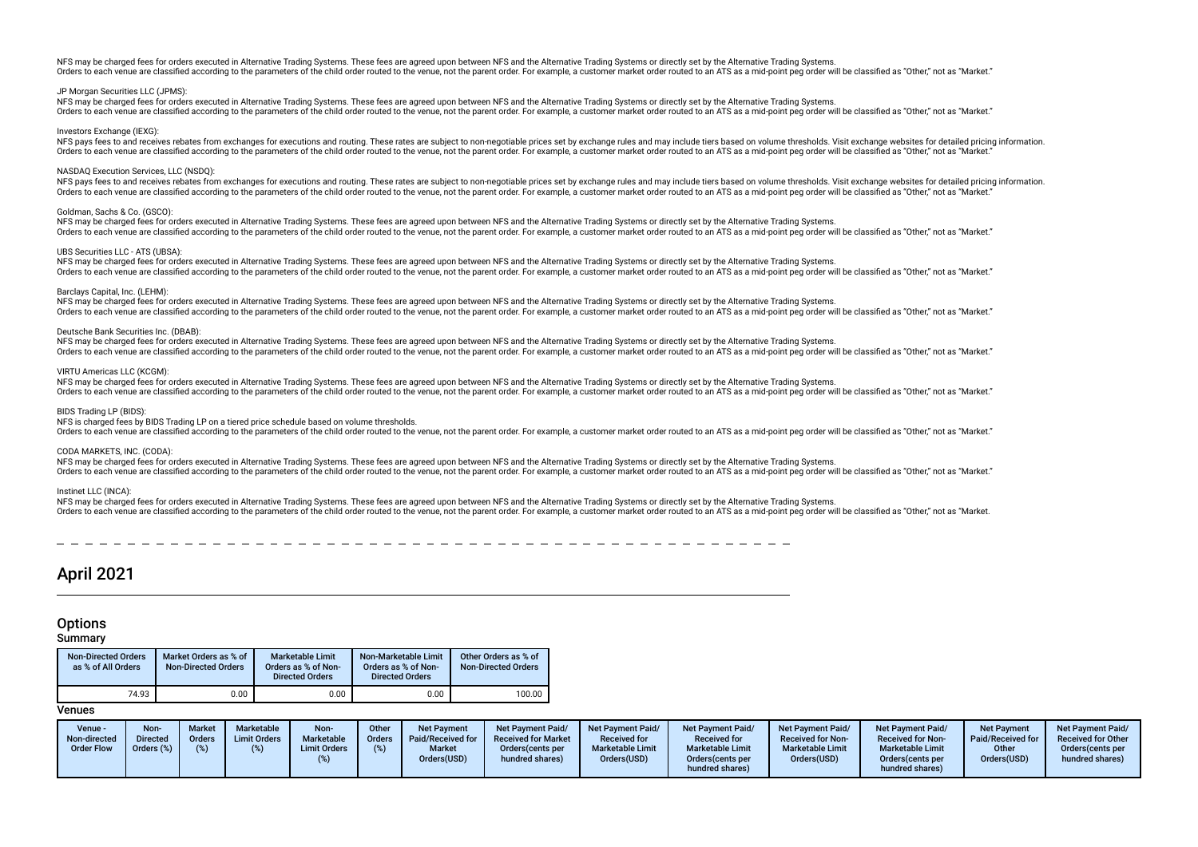NFS may be charged fees for orders executed in Alternative Trading Systems. These fees are agreed upon between NFS and the Alternative Trading Systems or directly set by the Alternative Trading Systems.
Orders to each venue are classified according to the parameters of the child order routed to the venue, not the parent order. For example, a customer market order routed to an ATS as a mid-point peg order will be classified as "Other," not as "Market."

JP Morgan Securities LLC (JPMS):
NFS may be charged fees for orders executed in Alternative Trading Systems. These fees are agreed upon between NFS and the Alternative Trading Systems or directly set by the Alternative Trading Systems.
Orders to each venue are classified according to the parameters of the child order routed to the venue, not the parent order. For example, a customer market order routed to an ATS as a mid-point peg order will be classified as "Other," not as "Market."

Investors Exchange (IEXG):
NFS pays fees to and receives rebates from exchanges for executions and routing. These rates are subject to non-negotiable prices set by exchange rules and may include tiers based on volume thresholds. Visit exchange websites for detailed pricing information.
Orders to each venue are classified according to the parameters of the child order routed to the venue, not the parent order. For example, a customer market order routed to an ATS as a mid-point peg order will be classified as "Other," not as "Market."

NASDAQ Execution Services, LLC (NSDQ):
NFS pays fees to and receives rebates from exchanges for executions and routing. These rates are subject to non-negotiable prices set by exchange rules and may include tiers based on volume thresholds. Visit exchange websites for detailed pricing information.
Orders to each venue are classified according to the parameters of the child order routed to the venue, not the parent order. For example, a customer market order routed to an ATS as a mid-point peg order will be classified as "Other," not as "Market."

Goldman, Sachs & Co. (GSCO):
NFS may be charged fees for orders executed in Alternative Trading Systems. These fees are agreed upon between NFS and the Alternative Trading Systems or directly set by the Alternative Trading Systems.
Orders to each venue are classified according to the parameters of the child order routed to the venue, not the parent order. For example, a customer market order routed to an ATS as a mid-point peg order will be classified as "Other," not as "Market."

UBS Securities LLC - ATS (UBSA):
NFS may be charged fees for orders executed in Alternative Trading Systems. These fees are agreed upon between NFS and the Alternative Trading Systems or directly set by the Alternative Trading Systems.
Orders to each venue are classified according to the parameters of the child order routed to the venue, not the parent order. For example, a customer market order routed to an ATS as a mid-point peg order will be classified as "Other," not as "Market."

Barclays Capital, Inc. (LEHM):
NFS may be charged fees for orders executed in Alternative Trading Systems. These fees are agreed upon between NFS and the Alternative Trading Systems or directly set by the Alternative Trading Systems.
Orders to each venue are classified according to the parameters of the child order routed to the venue, not the parent order. For example, a customer market order routed to an ATS as a mid-point peg order will be classified as "Other," not as "Market."

Deutsche Bank Securities Inc. (DBAB):
NFS may be charged fees for orders executed in Alternative Trading Systems. These fees are agreed upon between NFS and the Alternative Trading Systems or directly set by the Alternative Trading Systems.
Orders to each venue are classified according to the parameters of the child order routed to the venue, not the parent order. For example, a customer market order routed to an ATS as a mid-point peg order will be classified as "Other," not as "Market."

VIRTU Americas LLC (KCGM):
NFS may be charged fees for orders executed in Alternative Trading Systems. These fees are agreed upon between NFS and the Alternative Trading Systems or directly set by the Alternative Trading Systems.
Orders to each venue are classified according to the parameters of the child order routed to the venue, not the parent order. For example, a customer market order routed to an ATS as a mid-point peg order will be classified as "Other," not as "Market."

BIDS Trading LP (BIDS):
NFS is charged fees by BIDS Trading LP on a tiered price schedule based on volume thresholds.
Orders to each venue are classified according to the parameters of the child order routed to the venue, not the parent order. For example, a customer market order routed to an ATS as a mid-point peg order will be classified as "Other," not as "Market."

CODA MARKETS, INC. (CODA):
NFS may be charged fees for orders executed in Alternative Trading Systems. These fees are agreed upon between NFS and the Alternative Trading Systems or directly set by the Alternative Trading Systems.
Orders to each venue are classified according to the parameters of the child order routed to the venue, not the parent order. For example, a customer market order routed to an ATS as a mid-point peg order will be classified as "Other," not as "Market."

Instinet LLC (INCA):
NFS may be charged fees for orders executed in Alternative Trading Systems. These fees are agreed upon between NFS and the Alternative Trading Systems or directly set by the Alternative Trading Systems.
Orders to each venue are classified according to the parameters of the child order routed to the venue, not the parent order. For example, a customer market order routed to an ATS as a mid-point peg order will be classified as "Other," not as "Market.

# April 2021

## Options

### Summary

| Non-Directed Orders as % of All Orders | Market Orders as % of Non-Directed Orders | Marketable Limit Orders as % of Non-Directed Orders | Non-Marketable Limit Orders as % of Non-Directed Orders | Other Orders as % of Non-Directed Orders |
|---|---|---|---|---|
| 74.93 | 0.00 | 0.00 | 0.00 | 100.00 |

### Venues

| Venue - Non-directed Order Flow | Non-Directed Orders (%) | Market Orders (%) | Marketable Limit Orders (%) | Non-Marketable Limit Orders (%) | Other Orders (%) | Net Payment Paid/Received for Market Orders(USD) | Net Payment Paid/Received for Market Orders(cents per hundred shares) | Net Payment Paid/Received for Marketable Limit Orders(USD) | Net Payment Paid/Received for Marketable Limit Orders(cents per hundred shares) | Net Payment Paid/Received for Non-Marketable Limit Orders(USD) | Net Payment Paid/Received for Non-Marketable Limit Orders(cents per hundred shares) | Net Payment Paid/Received for Other Orders(USD) | Net Payment Paid/Received for Other Orders(cents per hundred shares) |
|---|---|---|---|---|---|---|---|---|---|---|---|---|---|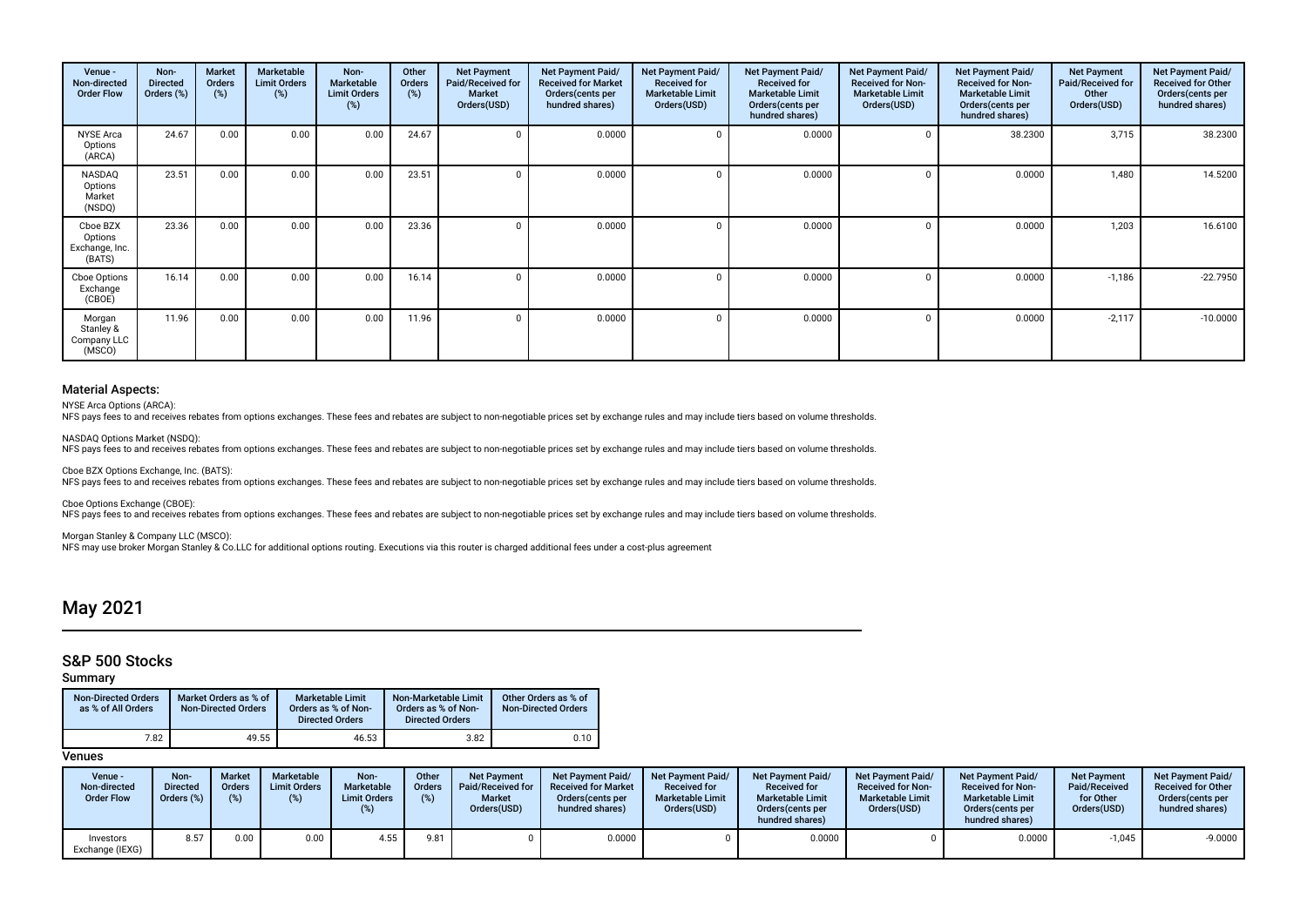| Venue - Non-directed Order Flow | Non-Directed Orders (%) | Market Orders (%) | Marketable Limit Orders (%) | Non-Marketable Limit Orders (%) | Other Orders (%) | Net Payment Paid/Received for Market Orders(USD) | Net Payment Paid/ Received for Market Orders(cents per hundred shares) | Net Payment Paid/ Received for Marketable Limit Orders(USD) | Net Payment Paid/ Received for Marketable Limit Orders(cents per hundred shares) | Net Payment Paid/ Received for Non-Marketable Limit Orders(USD) | Net Payment Paid/ Received for Non-Marketable Limit Orders(cents per hundred shares) | Net Payment Paid/Received for Other Orders(USD) | Net Payment Paid/ Received for Other Orders(cents per hundred shares) |
|---|---|---|---|---|---|---|---|---|---|---|---|---|---|
| NYSE Arca Options (ARCA) | 24.67 | 0.00 | 0.00 | 0.00 | 24.67 | 0 | 0.0000 | 0 | 0.0000 | 0 | 38.2300 | 3,715 | 38.2300 |
| NASDAQ Options Market (NSDQ) | 23.51 | 0.00 | 0.00 | 0.00 | 23.51 | 0 | 0.0000 | 0 | 0.0000 | 0 | 0.0000 | 1,480 | 14.5200 |
| Cboe BZX Options Exchange, Inc. (BATS) | 23.36 | 0.00 | 0.00 | 0.00 | 23.36 | 0 | 0.0000 | 0 | 0.0000 | 0 | 0.0000 | 1,203 | 16.6100 |
| Cboe Options Exchange (CBOE) | 16.14 | 0.00 | 0.00 | 0.00 | 16.14 | 0 | 0.0000 | 0 | 0.0000 | 0 | 0.0000 | -1,186 | -22.7950 |
| Morgan Stanley & Company LLC (MSCO) | 11.96 | 0.00 | 0.00 | 0.00 | 11.96 | 0 | 0.0000 | 0 | 0.0000 | 0 | 0.0000 | -2,117 | -10.0000 |

### Material Aspects:

NYSE Arca Options (ARCA):
NFS pays fees to and receives rebates from options exchanges. These fees and rebates are subject to non-negotiable prices set by exchange rules and may include tiers based on volume thresholds.

NASDAQ Options Market (NSDQ):
NFS pays fees to and receives rebates from options exchanges. These fees and rebates are subject to non-negotiable prices set by exchange rules and may include tiers based on volume thresholds.

Cboe BZX Options Exchange, Inc. (BATS):
NFS pays fees to and receives rebates from options exchanges. These fees and rebates are subject to non-negotiable prices set by exchange rules and may include tiers based on volume thresholds.

Cboe Options Exchange (CBOE):
NFS pays fees to and receives rebates from options exchanges. These fees and rebates are subject to non-negotiable prices set by exchange rules and may include tiers based on volume thresholds.

Morgan Stanley & Company LLC (MSCO):
NFS may use broker Morgan Stanley & Co.LLC for additional options routing. Executions via this router is charged additional fees under a cost-plus agreement

# May 2021

## S&P 500 Stocks

### Summary

| Non-Directed Orders as % of All Orders | Market Orders as % of Non-Directed Orders | Marketable Limit Orders as % of Non-Directed Orders | Non-Marketable Limit Orders as % of Non-Directed Orders | Other Orders as % of Non-Directed Orders |
|---|---|---|---|---|
| 7.82 | 49.55 | 46.53 | 3.82 | 0.10 |

### Venues

| Venue - Non-directed Order Flow | Non-Directed Orders (%) | Market Orders (%) | Marketable Limit Orders (%) | Non-Marketable Limit Orders (%) | Other Orders (%) | Net Payment Paid/Received for Market Orders(USD) | Net Payment Paid/ Received for Market Orders(cents per hundred shares) | Net Payment Paid/ Received for Marketable Limit Orders(USD) | Net Payment Paid/ Received for Marketable Limit Orders(cents per hundred shares) | Net Payment Paid/ Received for Non-Marketable Limit Orders(USD) | Net Payment Paid/ Received for Non-Marketable Limit Orders(cents per hundred shares) | Net Payment Paid/Received for Other Orders(USD) | Net Payment Paid/ Received for Other Orders(cents per hundred shares) |
|---|---|---|---|---|---|---|---|---|---|---|---|---|---|
| Investors Exchange (IEXG) | 8.57 | 0.00 | 0.00 | 4.55 | 9.81 | 0 | 0.0000 | 0 | 0.0000 | 0 | 0.0000 | -1,045 | -9.0000 |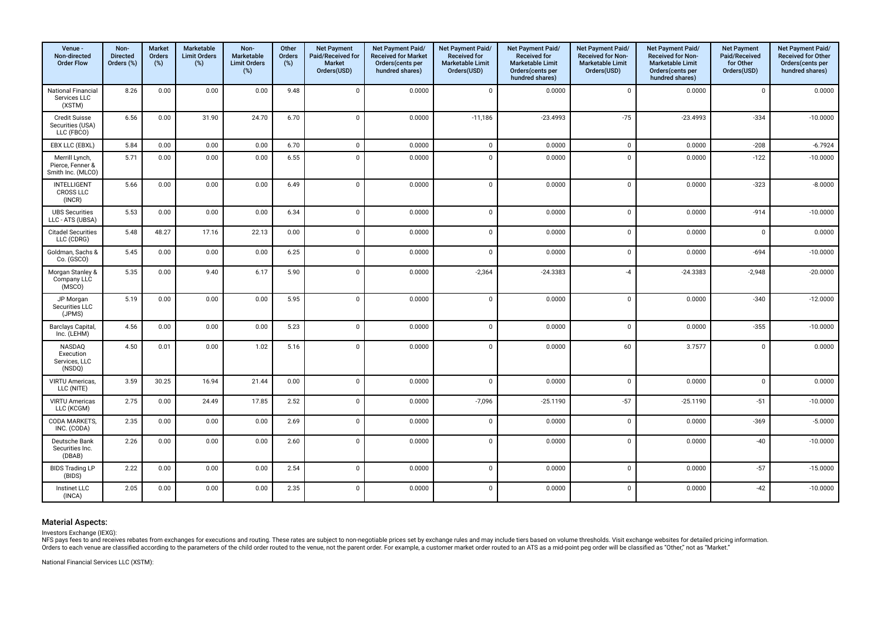| Venue - Non-directed Order Flow | Non-Directed Orders (%) | Market Orders (%) | Marketable Limit Orders (%) | Non-Marketable Limit Orders (%) | Other Orders (%) | Net Payment Paid/Received for Market Orders(USD) | Net Payment Paid/ Received for Market Orders(cents per hundred shares) | Net Payment Paid/ Received for Marketable Limit Orders(USD) | Net Payment Paid/ Received for Marketable Limit Orders(cents per hundred shares) | Net Payment Paid/ Received for Non-Marketable Limit Orders(USD) | Net Payment Paid/ Received for Non-Marketable Limit Orders(cents per hundred shares) | Net Payment Paid/Received for Other Orders(USD) | Net Payment Paid/ Received for Other Orders(cents per hundred shares) |
|---|---|---|---|---|---|---|---|---|---|---|---|---|---|
| National Financial Services LLC (XSTM) | 8.26 | 0.00 | 0.00 | 0.00 | 9.48 | 0 | 0.0000 | 0 | 0.0000 | 0 | 0.0000 | 0 | 0.0000 |
| Credit Suisse Securities (USA) LLC (FBCO) | 6.56 | 0.00 | 31.90 | 24.70 | 6.70 | 0 | 0.0000 | -11,186 | -23.4993 | -75 | -23.4993 | -334 | -10.0000 |
| EBX LLC (EBXL) | 5.84 | 0.00 | 0.00 | 0.00 | 6.70 | 0 | 0.0000 | 0 | 0.0000 | 0 | 0.0000 | -208 | -6.7924 |
| Merrill Lynch, Pierce, Fenner & Smith Inc. (MLCO) | 5.71 | 0.00 | 0.00 | 0.00 | 6.55 | 0 | 0.0000 | 0 | 0.0000 | 0 | 0.0000 | -122 | -10.0000 |
| INTELLIGENT CROSS LLC (INCR) | 5.66 | 0.00 | 0.00 | 0.00 | 6.49 | 0 | 0.0000 | 0 | 0.0000 | 0 | 0.0000 | -323 | -8.0000 |
| UBS Securities LLC - ATS (UBSA) | 5.53 | 0.00 | 0.00 | 0.00 | 6.34 | 0 | 0.0000 | 0 | 0.0000 | 0 | 0.0000 | -914 | -10.0000 |
| Citadel Securities LLC (CDRG) | 5.48 | 48.27 | 17.16 | 22.13 | 0.00 | 0 | 0.0000 | 0 | 0.0000 | 0 | 0.0000 | 0 | 0.0000 |
| Goldman, Sachs & Co. (GSCO) | 5.45 | 0.00 | 0.00 | 0.00 | 6.25 | 0 | 0.0000 | 0 | 0.0000 | 0 | 0.0000 | -694 | -10.0000 |
| Morgan Stanley & Company LLC (MSCO) | 5.35 | 0.00 | 9.40 | 6.17 | 5.90 | 0 | 0.0000 | -2,364 | -24.3383 | -4 | -24.3383 | -2,948 | -20.0000 |
| JP Morgan Securities LLC (JPMS) | 5.19 | 0.00 | 0.00 | 0.00 | 5.95 | 0 | 0.0000 | 0 | 0.0000 | 0 | 0.0000 | -340 | -12.0000 |
| Barclays Capital, Inc. (LEHM) | 4.56 | 0.00 | 0.00 | 0.00 | 5.23 | 0 | 0.0000 | 0 | 0.0000 | 0 | 0.0000 | -355 | -10.0000 |
| NASDAQ Execution Services, LLC (NSDQ) | 4.50 | 0.01 | 0.00 | 1.02 | 5.16 | 0 | 0.0000 | 0 | 0.0000 | 60 | 3.7577 | 0 | 0.0000 |
| VIRTU Americas, LLC (NITE) | 3.59 | 30.25 | 16.94 | 21.44 | 0.00 | 0 | 0.0000 | 0 | 0.0000 | 0 | 0.0000 | 0 | 0.0000 |
| VIRTU Americas LLC (KCGM) | 2.75 | 0.00 | 24.49 | 17.85 | 2.52 | 0 | 0.0000 | -7,096 | -25.1190 | -57 | -25.1190 | -51 | -10.0000 |
| CODA MARKETS, INC. (CODA) | 2.35 | 0.00 | 0.00 | 0.00 | 2.69 | 0 | 0.0000 | 0 | 0.0000 | 0 | 0.0000 | -369 | -5.0000 |
| Deutsche Bank Securities Inc. (DBAB) | 2.26 | 0.00 | 0.00 | 0.00 | 2.60 | 0 | 0.0000 | 0 | 0.0000 | 0 | 0.0000 | -40 | -10.0000 |
| BIDS Trading LP (BIDS) | 2.22 | 0.00 | 0.00 | 0.00 | 2.54 | 0 | 0.0000 | 0 | 0.0000 | 0 | 0.0000 | -57 | -15.0000 |
| Instinet LLC (INCA) | 2.05 | 0.00 | 0.00 | 0.00 | 2.35 | 0 | 0.0000 | 0 | 0.0000 | 0 | 0.0000 | -42 | -10.0000 |

## Material Aspects:

Investors Exchange (IEXG):
NFS pays fees to and receives rebates from exchanges for executions and routing. These rates are subject to non-negotiable prices set by exchange rules and may include tiers based on volume thresholds. Visit exchange websites for detailed pricing information. Orders to each venue are classified according to the parameters of the child order routed to the venue, not the parent order. For example, a customer market order routed to an ATS as a mid-point peg order will be classified as "Other," not as "Market."

National Financial Services LLC (XSTM):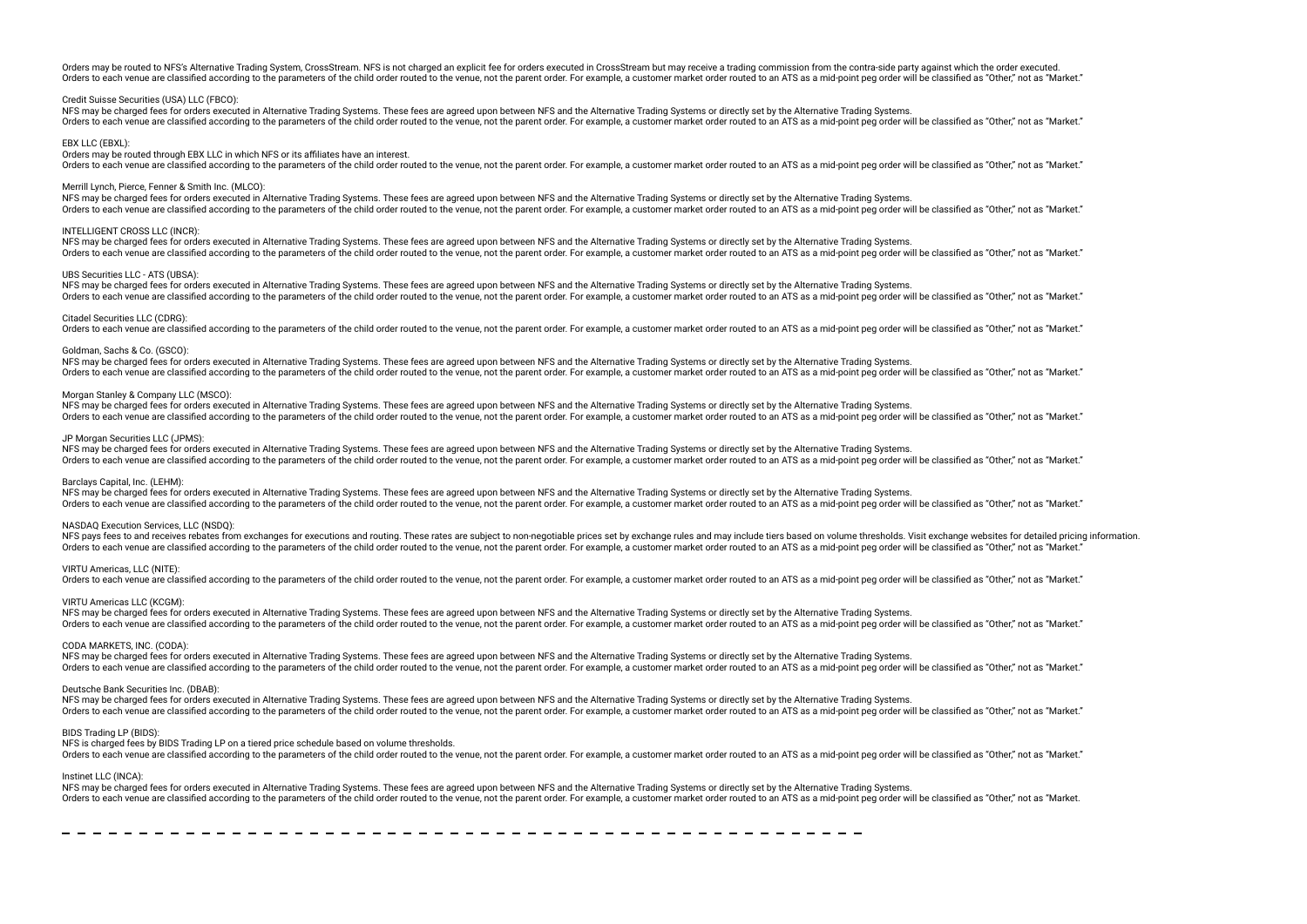Orders may be routed to NFS's Alternative Trading System, CrossStream. NFS is not charged an explicit fee for orders executed in CrossStream but may receive a trading commission from the contra-side party against which the order executed.
Orders to each venue are classified according to the parameters of the child order routed to the venue, not the parent order. For example, a customer market order routed to an ATS as a mid-point peg order will be classified as "Other," not as "Market."

Credit Suisse Securities (USA) LLC (FBCO):
NFS may be charged fees for orders executed in Alternative Trading Systems. These fees are agreed upon between NFS and the Alternative Trading Systems or directly set by the Alternative Trading Systems.
Orders to each venue are classified according to the parameters of the child order routed to the venue, not the parent order. For example, a customer market order routed to an ATS as a mid-point peg order will be classified as "Other," not as "Market."

EBX LLC (EBXL):
Orders may be routed through EBX LLC in which NFS or its affiliates have an interest.
Orders to each venue are classified according to the parameters of the child order routed to the venue, not the parent order. For example, a customer market order routed to an ATS as a mid-point peg order will be classified as "Other," not as "Market."

Merrill Lynch, Pierce, Fenner & Smith Inc. (MLCO):
NFS may be charged fees for orders executed in Alternative Trading Systems. These fees are agreed upon between NFS and the Alternative Trading Systems or directly set by the Alternative Trading Systems.
Orders to each venue are classified according to the parameters of the child order routed to the venue, not the parent order. For example, a customer market order routed to an ATS as a mid-point peg order will be classified as "Other," not as "Market."

INTELLIGENT CROSS LLC (INCR):
NFS may be charged fees for orders executed in Alternative Trading Systems. These fees are agreed upon between NFS and the Alternative Trading Systems or directly set by the Alternative Trading Systems.
Orders to each venue are classified according to the parameters of the child order routed to the venue, not the parent order. For example, a customer market order routed to an ATS as a mid-point peg order will be classified as "Other," not as "Market."

UBS Securities LLC - ATS (UBSA):
NFS may be charged fees for orders executed in Alternative Trading Systems. These fees are agreed upon between NFS and the Alternative Trading Systems or directly set by the Alternative Trading Systems.
Orders to each venue are classified according to the parameters of the child order routed to the venue, not the parent order. For example, a customer market order routed to an ATS as a mid-point peg order will be classified as "Other," not as "Market."

Citadel Securities LLC (CDRG):
Orders to each venue are classified according to the parameters of the child order routed to the venue, not the parent order. For example, a customer market order routed to an ATS as a mid-point peg order will be classified as "Other," not as "Market."

Goldman, Sachs & Co. (GSCO):
NFS may be charged fees for orders executed in Alternative Trading Systems. These fees are agreed upon between NFS and the Alternative Trading Systems or directly set by the Alternative Trading Systems.
Orders to each venue are classified according to the parameters of the child order routed to the venue, not the parent order. For example, a customer market order routed to an ATS as a mid-point peg order will be classified as "Other," not as "Market."

Morgan Stanley & Company LLC (MSCO):
NFS may be charged fees for orders executed in Alternative Trading Systems. These fees are agreed upon between NFS and the Alternative Trading Systems or directly set by the Alternative Trading Systems.
Orders to each venue are classified according to the parameters of the child order routed to the venue, not the parent order. For example, a customer market order routed to an ATS as a mid-point peg order will be classified as "Other," not as "Market."

JP Morgan Securities LLC (JPMS):
NFS may be charged fees for orders executed in Alternative Trading Systems. These fees are agreed upon between NFS and the Alternative Trading Systems or directly set by the Alternative Trading Systems.
Orders to each venue are classified according to the parameters of the child order routed to the venue, not the parent order. For example, a customer market order routed to an ATS as a mid-point peg order will be classified as "Other," not as "Market."

Barclays Capital, Inc. (LEHM):
NFS may be charged fees for orders executed in Alternative Trading Systems. These fees are agreed upon between NFS and the Alternative Trading Systems or directly set by the Alternative Trading Systems.
Orders to each venue are classified according to the parameters of the child order routed to the venue, not the parent order. For example, a customer market order routed to an ATS as a mid-point peg order will be classified as "Other," not as "Market."

NASDAQ Execution Services, LLC (NSDQ):
NFS pays fees to and receives rebates from exchanges for executions and routing. These rates are subject to non-negotiable prices set by exchange rules and may include tiers based on volume thresholds. Visit exchange websites for detailed pricing information.
Orders to each venue are classified according to the parameters of the child order routed to the venue, not the parent order. For example, a customer market order routed to an ATS as a mid-point peg order will be classified as "Other," not as "Market."

VIRTU Americas, LLC (NITE):
Orders to each venue are classified according to the parameters of the child order routed to the venue, not the parent order. For example, a customer market order routed to an ATS as a mid-point peg order will be classified as "Other," not as "Market."

VIRTU Americas LLC (KCGM):
NFS may be charged fees for orders executed in Alternative Trading Systems. These fees are agreed upon between NFS and the Alternative Trading Systems or directly set by the Alternative Trading Systems.
Orders to each venue are classified according to the parameters of the child order routed to the venue, not the parent order. For example, a customer market order routed to an ATS as a mid-point peg order will be classified as "Other," not as "Market."

CODA MARKETS, INC. (CODA):
NFS may be charged fees for orders executed in Alternative Trading Systems. These fees are agreed upon between NFS and the Alternative Trading Systems or directly set by the Alternative Trading Systems.
Orders to each venue are classified according to the parameters of the child order routed to the venue, not the parent order. For example, a customer market order routed to an ATS as a mid-point peg order will be classified as "Other," not as "Market."

Deutsche Bank Securities Inc. (DBAB):
NFS may be charged fees for orders executed in Alternative Trading Systems. These fees are agreed upon between NFS and the Alternative Trading Systems or directly set by the Alternative Trading Systems.
Orders to each venue are classified according to the parameters of the child order routed to the venue, not the parent order. For example, a customer market order routed to an ATS as a mid-point peg order will be classified as "Other," not as "Market."

BIDS Trading LP (BIDS):
NFS is charged fees by BIDS Trading LP on a tiered price schedule based on volume thresholds.
Orders to each venue are classified according to the parameters of the child order routed to the venue, not the parent order. For example, a customer market order routed to an ATS as a mid-point peg order will be classified as "Other," not as "Market."

Instinet LLC (INCA):
NFS may be charged fees for orders executed in Alternative Trading Systems. These fees are agreed upon between NFS and the Alternative Trading Systems or directly set by the Alternative Trading Systems.
Orders to each venue are classified according to the parameters of the child order routed to the venue, not the parent order. For example, a customer market order routed to an ATS as a mid-point peg order will be classified as "Other," not as "Market.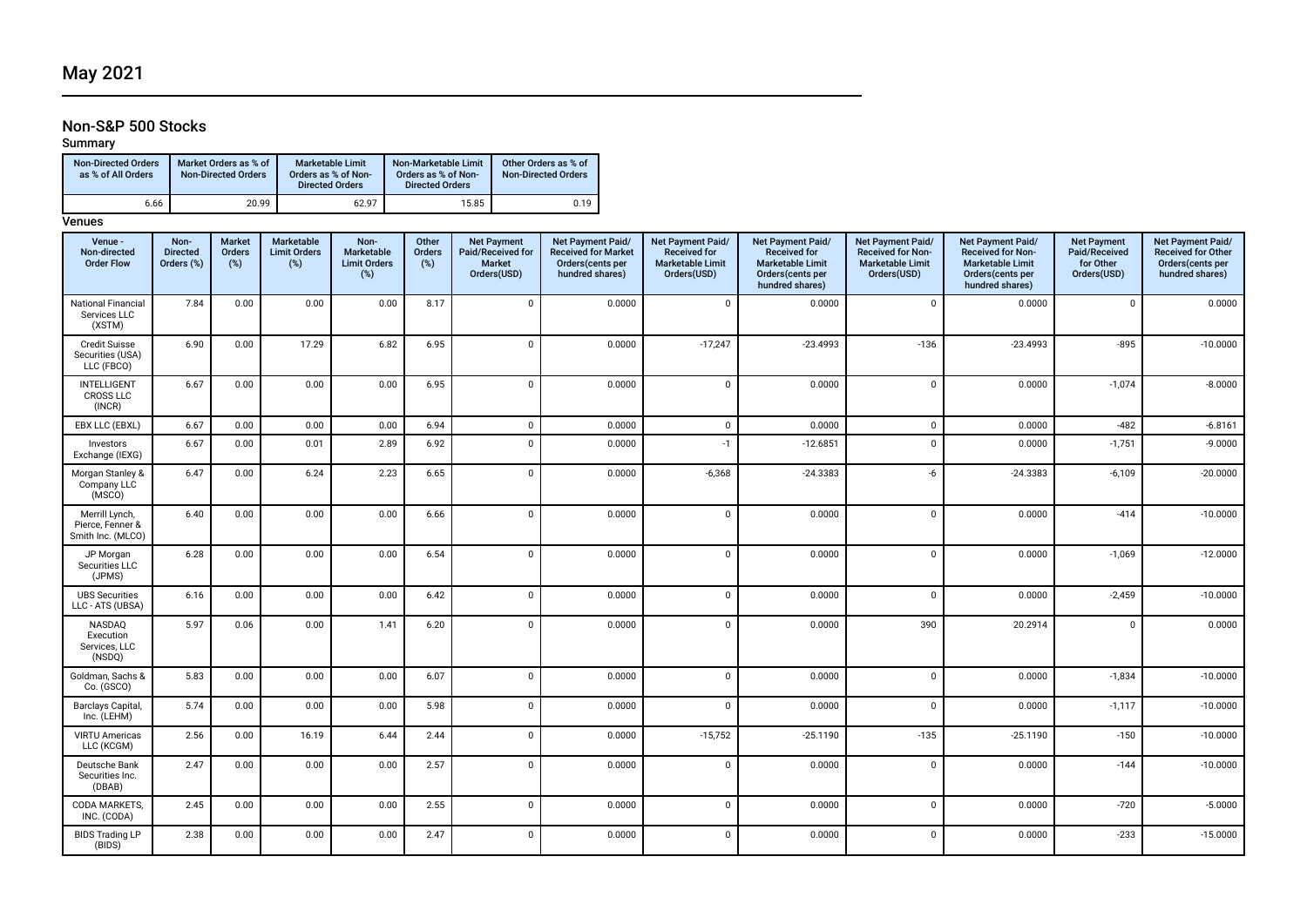# May 2021

## Non-S&P 500 Stocks

### Summary

| Non-Directed Orders as % of All Orders | Market Orders as % of Non-Directed Orders | Marketable Limit Orders as % of Non-Directed Orders | Non-Marketable Limit Orders as % of Non-Directed Orders | Other Orders as % of Non-Directed Orders |
|---|---|---|---|---|
| 6.66 | 20.99 | 62.97 | 15.85 | 0.19 |

### Venues

| Venue - Non-directed Order Flow | Non-Directed Orders (%) | Market Orders (%) | Marketable Limit Orders (%) | Non-Marketable Limit Orders (%) | Other Orders (%) | Net Payment Paid/Received for Market Orders(USD) | Net Payment Paid/ Received for Market Orders(cents per hundred shares) | Net Payment Paid/ Received for Marketable Limit Orders(USD) | Net Payment Paid/ Received for Marketable Limit Orders(cents per hundred shares) | Net Payment Paid/ Received for Non-Marketable Limit Orders(USD) | Net Payment Paid/ Received for Non-Marketable Limit Orders(cents per hundred shares) | Net Payment Paid/Received for Other Orders(USD) | Net Payment Paid/ Received for Other Orders(cents per hundred shares) |
|---|---|---|---|---|---|---|---|---|---|---|---|---|---|
| National Financial Services LLC (XSTM) | 7.84 | 0.00 | 0.00 | 0.00 | 8.17 | 0 | 0.0000 | 0 | 0.0000 | 0 | 0.0000 | 0 | 0.0000 |
| Credit Suisse Securities (USA) LLC (FBCO) | 6.90 | 0.00 | 17.29 | 6.82 | 6.95 | 0 | 0.0000 | -17,247 | -23.4993 | -136 | -23.4993 | -895 | -10.0000 |
| INTELLIGENT CROSS LLC (INCR) | 6.67 | 0.00 | 0.00 | 0.00 | 6.95 | 0 | 0.0000 | 0 | 0.0000 | 0 | 0.0000 | -1,074 | -8.0000 |
| EBX LLC (EBXL) | 6.67 | 0.00 | 0.00 | 0.00 | 6.94 | 0 | 0.0000 | 0 | 0.0000 | 0 | 0.0000 | -482 | -6.8161 |
| Investors Exchange (IEXG) | 6.67 | 0.00 | 0.01 | 2.89 | 6.92 | 0 | 0.0000 | -1 | -12.6851 | 0 | 0.0000 | -1,751 | -9.0000 |
| Morgan Stanley & Company LLC (MSCO) | 6.47 | 0.00 | 6.24 | 2.23 | 6.65 | 0 | 0.0000 | -6,368 | -24.3383 | -6 | -24.3383 | -6,109 | -20.0000 |
| Merrill Lynch, Pierce, Fenner & Smith Inc. (MLCO) | 6.40 | 0.00 | 0.00 | 0.00 | 6.66 | 0 | 0.0000 | 0 | 0.0000 | 0 | 0.0000 | -414 | -10.0000 |
| JP Morgan Securities LLC (JPMS) | 6.28 | 0.00 | 0.00 | 0.00 | 6.54 | 0 | 0.0000 | 0 | 0.0000 | 0 | 0.0000 | -1,069 | -12.0000 |
| UBS Securities LLC - ATS (UBSA) | 6.16 | 0.00 | 0.00 | 0.00 | 6.42 | 0 | 0.0000 | 0 | 0.0000 | 0 | 0.0000 | -2,459 | -10.0000 |
| NASDAQ Execution Services, LLC (NSDQ) | 5.97 | 0.06 | 0.00 | 1.41 | 6.20 | 0 | 0.0000 | 0 | 0.0000 | 390 | 20.2914 | 0 | 0.0000 |
| Goldman, Sachs & Co. (GSCO) | 5.83 | 0.00 | 0.00 | 0.00 | 6.07 | 0 | 0.0000 | 0 | 0.0000 | 0 | 0.0000 | -1,834 | -10.0000 |
| Barclays Capital, Inc. (LEHM) | 5.74 | 0.00 | 0.00 | 0.00 | 5.98 | 0 | 0.0000 | 0 | 0.0000 | 0 | 0.0000 | -1,117 | -10.0000 |
| VIRTU Americas LLC (KCGM) | 2.56 | 0.00 | 16.19 | 6.44 | 2.44 | 0 | 0.0000 | -15,752 | -25.1190 | -135 | -25.1190 | -150 | -10.0000 |
| Deutsche Bank Securities Inc. (DBAB) | 2.47 | 0.00 | 0.00 | 0.00 | 2.57 | 0 | 0.0000 | 0 | 0.0000 | 0 | 0.0000 | -144 | -10.0000 |
| CODA MARKETS, INC. (CODA) | 2.45 | 0.00 | 0.00 | 0.00 | 2.55 | 0 | 0.0000 | 0 | 0.0000 | 0 | 0.0000 | -720 | -5.0000 |
| BIDS Trading LP (BIDS) | 2.38 | 0.00 | 0.00 | 0.00 | 2.47 | 0 | 0.0000 | 0 | 0.0000 | 0 | 0.0000 | -233 | -15.0000 |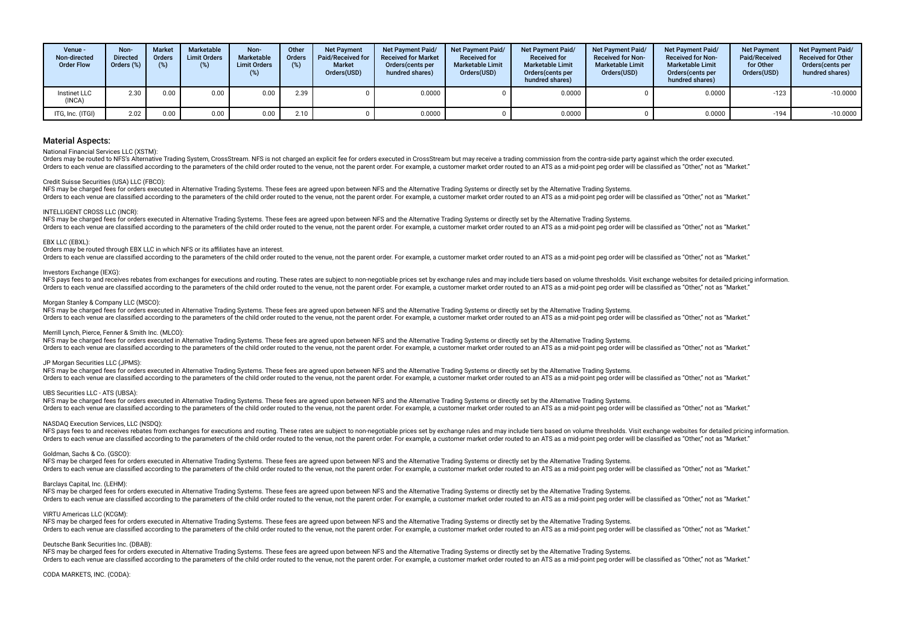| Venue - Non-directed Order Flow | Non-Directed Orders (%) | Market Orders (%) | Marketable Limit Orders (%) | Non-Marketable Limit Orders (%) | Other Orders (%) | Net Payment Paid/Received for Market Orders(USD) | Net Payment Paid/Received for Market Orders(cents per hundred shares) | Net Payment Paid/Received for Marketable Limit Orders(USD) | Net Payment Paid/Received for Marketable Limit Orders(cents per hundred shares) | Net Payment Paid/Received for Non-Marketable Limit Orders(USD) | Net Payment Paid/Received for Non-Marketable Limit Orders(cents per hundred shares) | Net Payment Paid/Received for Other Orders(USD) | Net Payment Paid/Received for Other Orders(cents per hundred shares) |
|---|---|---|---|---|---|---|---|---|---|---|---|---|---|
| Instinet LLC (INCA) | 2.30 | 0.00 | 0.00 | 0.00 | 2.39 | 0 | 0.0000 | 0 | 0.0000 | 0 | 0.0000 | -123 | -10.0000 |
| ITG, Inc. (ITGI) | 2.02 | 0.00 | 0.00 | 0.00 | 2.10 | 0 | 0.0000 | 0 | 0.0000 | 0 | 0.0000 | -194 | -10.0000 |

## Material Aspects:

National Financial Services LLC (XSTM):
Orders may be routed to NFS's Alternative Trading System, CrossStream. NFS is not charged an explicit fee for orders executed in CrossStream but may receive a trading commission from the contra-side party against which the order executed.
Orders to each venue are classified according to the parameters of the child order routed to the venue, not the parent order. For example, a customer market order routed to an ATS as a mid-point peg order will be classified as "Other," not as "Market."

Credit Suisse Securities (USA) LLC (FBCO):
NFS may be charged fees for orders executed in Alternative Trading Systems. These fees are agreed upon between NFS and the Alternative Trading Systems or directly set by the Alternative Trading Systems.
Orders to each venue are classified according to the parameters of the child order routed to the venue, not the parent order. For example, a customer market order routed to an ATS as a mid-point peg order will be classified as "Other," not as "Market."

INTELLIGENT CROSS LLC (INCR):
NFS may be charged fees for orders executed in Alternative Trading Systems. These fees are agreed upon between NFS and the Alternative Trading Systems or directly set by the Alternative Trading Systems.
Orders to each venue are classified according to the parameters of the child order routed to the venue, not the parent order. For example, a customer market order routed to an ATS as a mid-point peg order will be classified as "Other," not as "Market."

EBX LLC (EBXL):
Orders may be routed through EBX LLC in which NFS or its affiliates have an interest.
Orders to each venue are classified according to the parameters of the child order routed to the venue, not the parent order. For example, a customer market order routed to an ATS as a mid-point peg order will be classified as "Other," not as "Market."

Investors Exchange (IEXG):
NFS pays fees to and receives rebates from exchanges for executions and routing. These rates are subject to non-negotiable prices set by exchange rules and may include tiers based on volume thresholds. Visit exchange websites for detailed pricing information.
Orders to each venue are classified according to the parameters of the child order routed to the venue, not the parent order. For example, a customer market order routed to an ATS as a mid-point peg order will be classified as "Other," not as "Market."

Morgan Stanley & Company LLC (MSCO):
NFS may be charged fees for orders executed in Alternative Trading Systems. These fees are agreed upon between NFS and the Alternative Trading Systems or directly set by the Alternative Trading Systems.
Orders to each venue are classified according to the parameters of the child order routed to the venue, not the parent order. For example, a customer market order routed to an ATS as a mid-point peg order will be classified as "Other," not as "Market."

Merrill Lynch, Pierce, Fenner & Smith Inc. (MLCO):
NFS may be charged fees for orders executed in Alternative Trading Systems. These fees are agreed upon between NFS and the Alternative Trading Systems or directly set by the Alternative Trading Systems.
Orders to each venue are classified according to the parameters of the child order routed to the venue, not the parent order. For example, a customer market order routed to an ATS as a mid-point peg order will be classified as "Other," not as "Market."

JP Morgan Securities LLC (JPMS):
NFS may be charged fees for orders executed in Alternative Trading Systems. These fees are agreed upon between NFS and the Alternative Trading Systems or directly set by the Alternative Trading Systems.
Orders to each venue are classified according to the parameters of the child order routed to the venue, not the parent order. For example, a customer market order routed to an ATS as a mid-point peg order will be classified as "Other," not as "Market."

UBS Securities LLC - ATS (UBSA):
NFS may be charged fees for orders executed in Alternative Trading Systems. These fees are agreed upon between NFS and the Alternative Trading Systems or directly set by the Alternative Trading Systems.
Orders to each venue are classified according to the parameters of the child order routed to the venue, not the parent order. For example, a customer market order routed to an ATS as a mid-point peg order will be classified as "Other," not as "Market."

NASDAQ Execution Services, LLC (NSDQ):
NFS pays fees to and receives rebates from exchanges for executions and routing. These rates are subject to non-negotiable prices set by exchange rules and may include tiers based on volume thresholds. Visit exchange websites for detailed pricing information.
Orders to each venue are classified according to the parameters of the child order routed to the venue, not the parent order. For example, a customer market order routed to an ATS as a mid-point peg order will be classified as "Other," not as "Market."

Goldman, Sachs & Co. (GSCO):
NFS may be charged fees for orders executed in Alternative Trading Systems. These fees are agreed upon between NFS and the Alternative Trading Systems or directly set by the Alternative Trading Systems.
Orders to each venue are classified according to the parameters of the child order routed to the venue, not the parent order. For example, a customer market order routed to an ATS as a mid-point peg order will be classified as "Other," not as "Market."

Barclays Capital, Inc. (LEHM):
NFS may be charged fees for orders executed in Alternative Trading Systems. These fees are agreed upon between NFS and the Alternative Trading Systems or directly set by the Alternative Trading Systems.
Orders to each venue are classified according to the parameters of the child order routed to the venue, not the parent order. For example, a customer market order routed to an ATS as a mid-point peg order will be classified as "Other," not as "Market."

VIRTU Americas LLC (KCGM):
NFS may be charged fees for orders executed in Alternative Trading Systems. These fees are agreed upon between NFS and the Alternative Trading Systems or directly set by the Alternative Trading Systems.
Orders to each venue are classified according to the parameters of the child order routed to the venue, not the parent order. For example, a customer market order routed to an ATS as a mid-point peg order will be classified as "Other," not as "Market."

Deutsche Bank Securities Inc. (DBAB):
NFS may be charged fees for orders executed in Alternative Trading Systems. These fees are agreed upon between NFS and the Alternative Trading Systems or directly set by the Alternative Trading Systems.
Orders to each venue are classified according to the parameters of the child order routed to the venue, not the parent order. For example, a customer market order routed to an ATS as a mid-point peg order will be classified as "Other," not as "Market."

CODA MARKETS, INC. (CODA):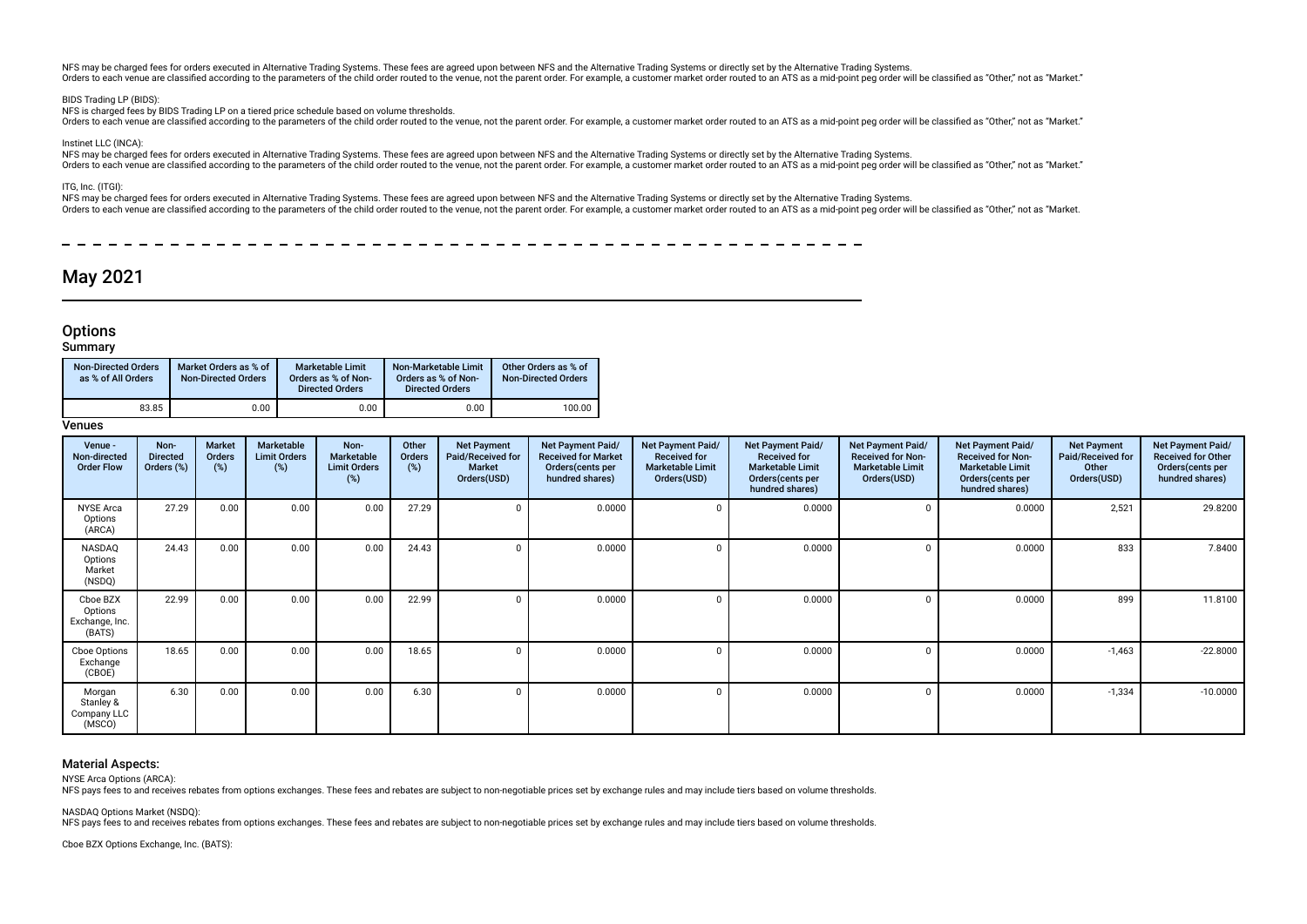NFS may be charged fees for orders executed in Alternative Trading Systems. These fees are agreed upon between NFS and the Alternative Trading Systems or directly set by the Alternative Trading Systems.
Orders to each venue are classified according to the parameters of the child order routed to the venue, not the parent order. For example, a customer market order routed to an ATS as a mid-point peg order will be classified as "Other," not as "Market."

BIDS Trading LP (BIDS):
NFS is charged fees by BIDS Trading LP on a tiered price schedule based on volume thresholds.
Orders to each venue are classified according to the parameters of the child order routed to the venue, not the parent order. For example, a customer market order routed to an ATS as a mid-point peg order will be classified as "Other," not as "Market."

Instinet LLC (INCA):
NFS may be charged fees for orders executed in Alternative Trading Systems. These fees are agreed upon between NFS and the Alternative Trading Systems or directly set by the Alternative Trading Systems.
Orders to each venue are classified according to the parameters of the child order routed to the venue, not the parent order. For example, a customer market order routed to an ATS as a mid-point peg order will be classified as "Other," not as "Market."

ITG, Inc. (ITGI):
NFS may be charged fees for orders executed in Alternative Trading Systems. These fees are agreed upon between NFS and the Alternative Trading Systems or directly set by the Alternative Trading Systems.
Orders to each venue are classified according to the parameters of the child order routed to the venue, not the parent order. For example, a customer market order routed to an ATS as a mid-point peg order will be classified as "Other," not as "Market.

# May 2021

## Options

### Summary

| Non-Directed Orders as % of All Orders | Market Orders as % of Non-Directed Orders | Marketable Limit Orders as % of Non-Directed Orders | Non-Marketable Limit Orders as % of Non-Directed Orders | Other Orders as % of Non-Directed Orders |
|---|---|---|---|---|
| 83.85 | 0.00 | 0.00 | 0.00 | 100.00 |

### Venues

| Venue - Non-directed Order Flow | Non-Directed Orders (%) | Market Orders (%) | Marketable Limit Orders (%) | Non-Marketable Limit Orders (%) | Other Orders (%) | Net Payment Paid/Received for Market Orders(USD) | Net Payment Paid/Received for Market Orders(cents per hundred shares) | Net Payment Paid/Received for Marketable Limit Orders(USD) | Net Payment Paid/Received for Marketable Limit Orders(cents per hundred shares) | Net Payment Paid/Received for Non-Marketable Limit Orders(USD) | Net Payment Paid/Received for Non-Marketable Limit Orders(cents per hundred shares) | Net Payment Paid/Received for Other Orders(USD) | Net Payment Paid/Received for Other Orders(cents per hundred shares) |
|---|---|---|---|---|---|---|---|---|---|---|---|---|---|
| NYSE Arca Options (ARCA) | 27.29 | 0.00 | 0.00 | 0.00 | 27.29 | 0 | 0.0000 | 0 | 0.0000 | 0 | 0.0000 | 2,521 | 29.8200 |
| NASDAQ Options Market (NSDQ) | 24.43 | 0.00 | 0.00 | 0.00 | 24.43 | 0 | 0.0000 | 0 | 0.0000 | 0 | 0.0000 | 833 | 7.8400 |
| Cboe BZX Options Exchange, Inc. (BATS) | 22.99 | 0.00 | 0.00 | 0.00 | 22.99 | 0 | 0.0000 | 0 | 0.0000 | 0 | 0.0000 | 899 | 11.8100 |
| Cboe Options Exchange (CBOE) | 18.65 | 0.00 | 0.00 | 0.00 | 18.65 | 0 | 0.0000 | 0 | 0.0000 | 0 | 0.0000 | -1,463 | -22.8000 |
| Morgan Stanley & Company LLC (MSCO) | 6.30 | 0.00 | 0.00 | 0.00 | 6.30 | 0 | 0.0000 | 0 | 0.0000 | 0 | 0.0000 | -1,334 | -10.0000 |

### Material Aspects:

NYSE Arca Options (ARCA):
NFS pays fees to and receives rebates from options exchanges. These fees and rebates are subject to non-negotiable prices set by exchange rules and may include tiers based on volume thresholds.

NASDAQ Options Market (NSDQ):
NFS pays fees to and receives rebates from options exchanges. These fees and rebates are subject to non-negotiable prices set by exchange rules and may include tiers based on volume thresholds.

Cboe BZX Options Exchange, Inc. (BATS):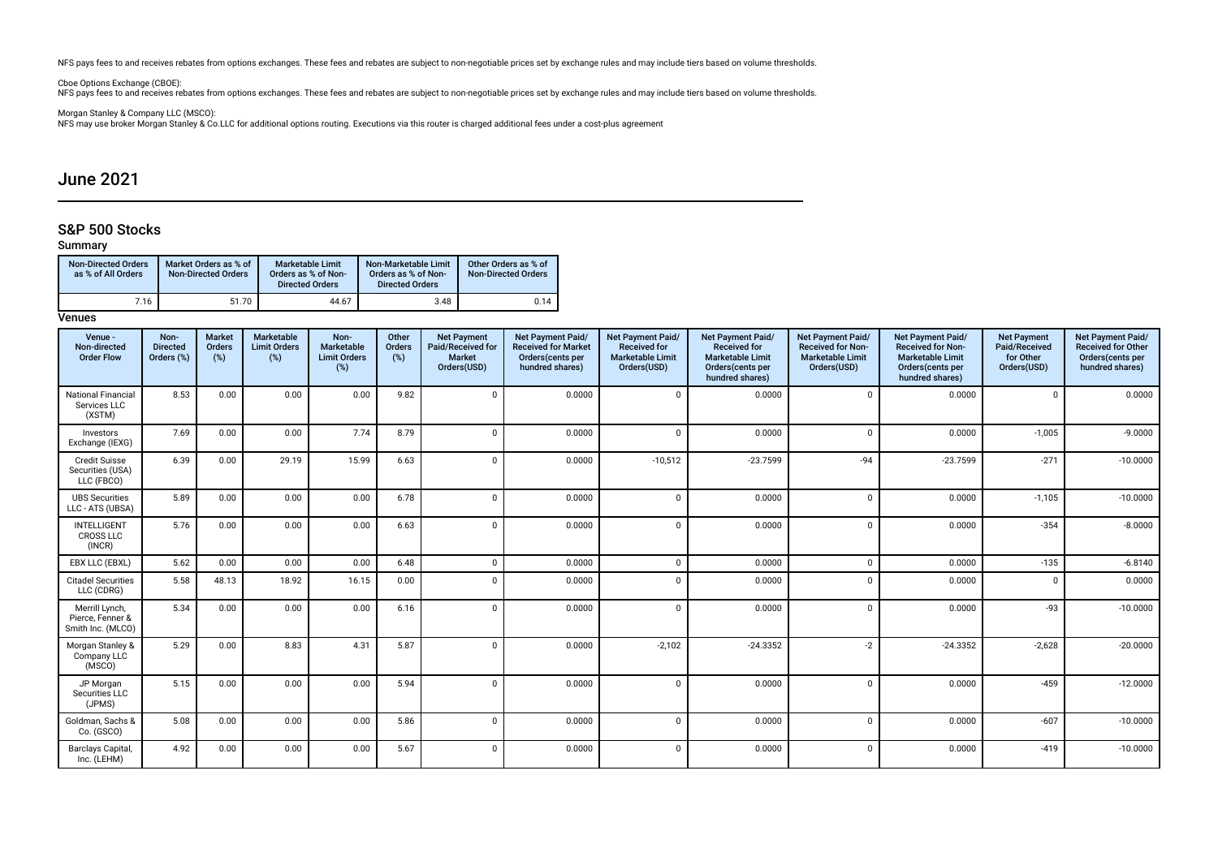NFS pays fees to and receives rebates from options exchanges. These fees and rebates are subject to non-negotiable prices set by exchange rules and may include tiers based on volume thresholds.

Cboe Options Exchange (CBOE):
NFS pays fees to and receives rebates from options exchanges. These fees and rebates are subject to non-negotiable prices set by exchange rules and may include tiers based on volume thresholds.

Morgan Stanley & Company LLC (MSCO):
NFS may use broker Morgan Stanley & Co.LLC for additional options routing. Executions via this router is charged additional fees under a cost-plus agreement

# June 2021

## S&P 500 Stocks

### Summary

| Non-Directed Orders as % of All Orders | Market Orders as % of Non-Directed Orders | Marketable Limit Orders as % of Non-Directed Orders | Non-Marketable Limit Orders as % of Non-Directed Orders | Other Orders as % of Non-Directed Orders |
|---|---|---|---|---|
| 7.16 | 51.70 | 44.67 | 3.48 | 0.14 |

### Venues

| Venue - Non-directed Order Flow | Non-Directed Orders (%) | Market Orders (%) | Marketable Limit Orders (%) | Non-Marketable Limit Orders (%) | Other Orders (%) | Net Payment Paid/Received for Market Orders(USD) | Net Payment Paid/Received for Market Orders(cents per hundred shares) | Net Payment Paid/Received for Marketable Limit Orders(USD) | Net Payment Paid/Received for Marketable Limit Orders(cents per hundred shares) | Net Payment Paid/Received for Non-Marketable Limit Orders(USD) | Net Payment Paid/Received for Non-Marketable Limit Orders(cents per hundred shares) | Net Payment Paid/Received for Other Orders(USD) | Net Payment Paid/Received for Other Orders(cents per hundred shares) |
|---|---|---|---|---|---|---|---|---|---|---|---|---|---|
| National Financial Services LLC (XSTM) | 8.53 | 0.00 | 0.00 | 0.00 | 9.82 | 0 | 0.0000 | 0 | 0.0000 | 0 | 0.0000 | 0 | 0.0000 |
| Investors Exchange (IEXG) | 7.69 | 0.00 | 0.00 | 7.74 | 8.79 | 0 | 0.0000 | 0 | 0.0000 | 0 | 0.0000 | -1,005 | -9.0000 |
| Credit Suisse Securities (USA) LLC (FBCO) | 6.39 | 0.00 | 29.19 | 15.99 | 6.63 | 0 | 0.0000 | -10,512 | -23.7599 | -94 | -23.7599 | -271 | -10.0000 |
| UBS Securities LLC - ATS (UBSA) | 5.89 | 0.00 | 0.00 | 0.00 | 6.78 | 0 | 0.0000 | 0 | 0.0000 | 0 | 0.0000 | -1,105 | -10.0000 |
| INTELLIGENT CROSS LLC (INCR) | 5.76 | 0.00 | 0.00 | 0.00 | 6.63 | 0 | 0.0000 | 0 | 0.0000 | 0 | 0.0000 | -354 | -8.0000 |
| EBX LLC (EBXL) | 5.62 | 0.00 | 0.00 | 0.00 | 6.48 | 0 | 0.0000 | 0 | 0.0000 | 0 | 0.0000 | -135 | -6.8140 |
| Citadel Securities LLC (CDRG) | 5.58 | 48.13 | 18.92 | 16.15 | 0.00 | 0 | 0.0000 | 0 | 0.0000 | 0 | 0.0000 | 0 | 0.0000 |
| Merrill Lynch, Pierce, Fenner & Smith Inc. (MLCO) | 5.34 | 0.00 | 0.00 | 0.00 | 6.16 | 0 | 0.0000 | 0 | 0.0000 | 0 | 0.0000 | -93 | -10.0000 |
| Morgan Stanley & Company LLC (MSCO) | 5.29 | 0.00 | 8.83 | 4.31 | 5.87 | 0 | 0.0000 | -2,102 | -24.3352 | -2 | -24.3352 | -2,628 | -20.0000 |
| JP Morgan Securities LLC (JPMS) | 5.15 | 0.00 | 0.00 | 0.00 | 5.94 | 0 | 0.0000 | 0 | 0.0000 | 0 | 0.0000 | -459 | -12.0000 |
| Goldman, Sachs & Co. (GSCO) | 5.08 | 0.00 | 0.00 | 0.00 | 5.86 | 0 | 0.0000 | 0 | 0.0000 | 0 | 0.0000 | -607 | -10.0000 |
| Barclays Capital, Inc. (LEHM) | 4.92 | 0.00 | 0.00 | 0.00 | 5.67 | 0 | 0.0000 | 0 | 0.0000 | 0 | 0.0000 | -419 | -10.0000 |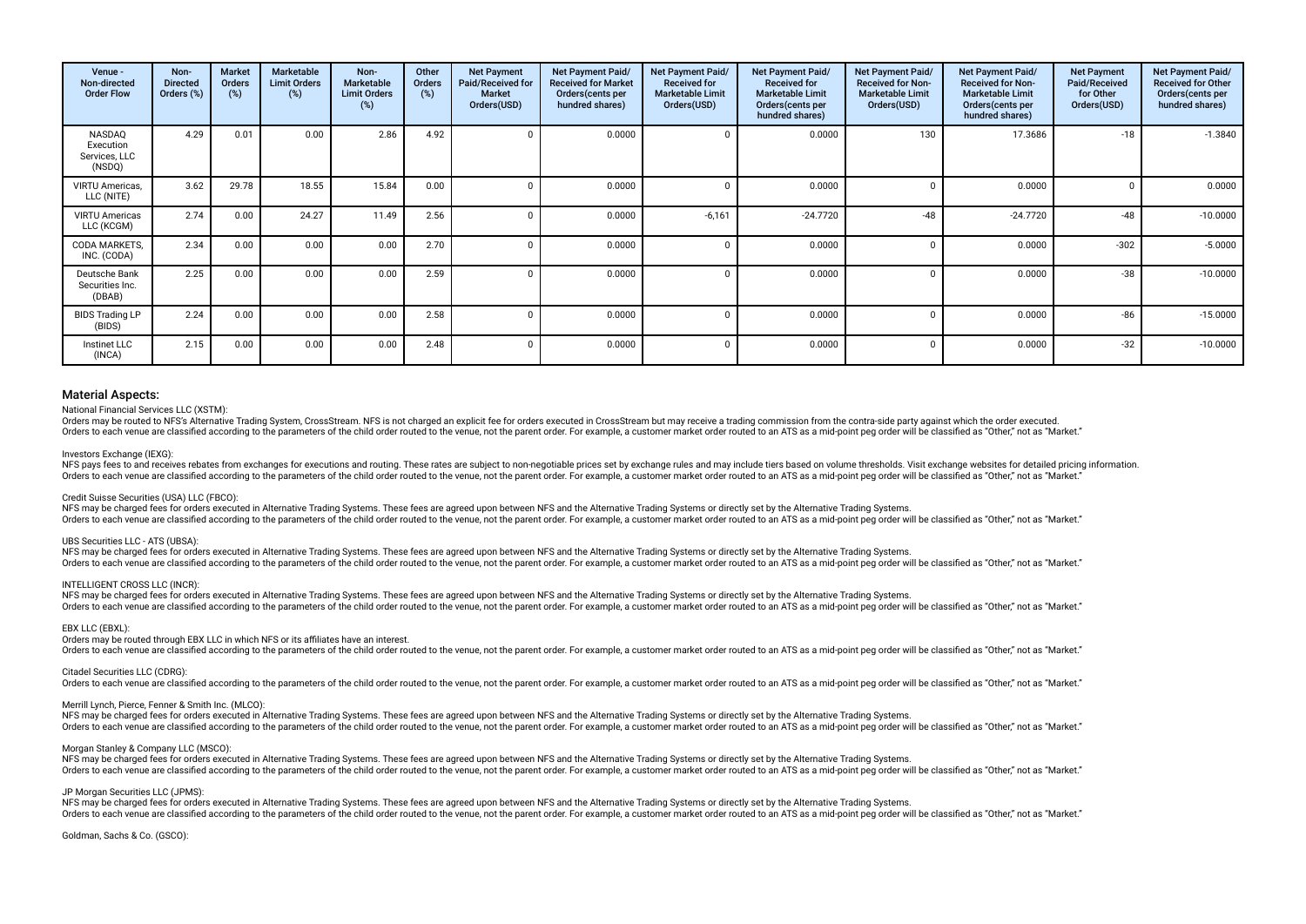| Venue - Non-directed Order Flow | Non-Directed Orders (%) | Market Orders (%) | Marketable Limit Orders (%) | Non-Marketable Limit Orders (%) | Other Orders (%) | Net Payment Paid/Received for Market Orders(USD) | Net Payment Paid/ Received for Market Orders(cents per hundred shares) | Net Payment Paid/ Received for Marketable Limit Orders(USD) | Net Payment Paid/ Received for Marketable Limit Orders(cents per hundred shares) | Net Payment Paid/ Received for Non-Marketable Limit Orders(USD) | Net Payment Paid/ Received for Non-Marketable Limit Orders(cents per hundred shares) | Net Payment Paid/Received for Other Orders(USD) | Net Payment Paid/ Received for Other Orders(cents per hundred shares) |
|---|---|---|---|---|---|---|---|---|---|---|---|---|---|
| NASDAQ Execution Services, LLC (NSDQ) | 4.29 | 0.01 | 0.00 | 2.86 | 4.92 | 0 | 0.0000 | 0 | 0.0000 | 130 | 17.3686 | -18 | -1.3840 |
| VIRTU Americas, LLC (NITE) | 3.62 | 29.78 | 18.55 | 15.84 | 0.00 | 0 | 0.0000 | 0 | 0.0000 | 0 | 0.0000 | 0 | 0.0000 |
| VIRTU Americas LLC (KCGM) | 2.74 | 0.00 | 24.27 | 11.49 | 2.56 | 0 | 0.0000 | -6,161 | -24.7720 | -48 | -24.7720 | -48 | -10.0000 |
| CODA MARKETS, INC. (CODA) | 2.34 | 0.00 | 0.00 | 0.00 | 2.70 | 0 | 0.0000 | 0 | 0.0000 | 0 | 0.0000 | -302 | -5.0000 |
| Deutsche Bank Securities Inc. (DBAB) | 2.25 | 0.00 | 0.00 | 0.00 | 2.59 | 0 | 0.0000 | 0 | 0.0000 | 0 | 0.0000 | -38 | -10.0000 |
| BIDS Trading LP (BIDS) | 2.24 | 0.00 | 0.00 | 0.00 | 2.58 | 0 | 0.0000 | 0 | 0.0000 | 0 | 0.0000 | -86 | -15.0000 |
| Instinet LLC (INCA) | 2.15 | 0.00 | 0.00 | 0.00 | 2.48 | 0 | 0.0000 | 0 | 0.0000 | 0 | 0.0000 | -32 | -10.0000 |

## Material Aspects:

National Financial Services LLC (XSTM):
Orders may be routed to NFS's Alternative Trading System, CrossStream. NFS is not charged an explicit fee for orders executed in CrossStream but may receive a trading commission from the contra-side party against which the order executed.
Orders to each venue are classified according to the parameters of the child order routed to the venue, not the parent order. For example, a customer market order routed to an ATS as a mid-point peg order will be classified as "Other," not as "Market."

Investors Exchange (IEXG):
NFS pays fees to and receives rebates from exchanges for executions and routing. These rates are subject to non-negotiable prices set by exchange rules and may include tiers based on volume thresholds. Visit exchange websites for detailed pricing information.
Orders to each venue are classified according to the parameters of the child order routed to the venue, not the parent order. For example, a customer market order routed to an ATS as a mid-point peg order will be classified as "Other," not as "Market."

Credit Suisse Securities (USA) LLC (FBCO):
NFS may be charged fees for orders executed in Alternative Trading Systems. These fees are agreed upon between NFS and the Alternative Trading Systems or directly set by the Alternative Trading Systems.
Orders to each venue are classified according to the parameters of the child order routed to the venue, not the parent order. For example, a customer market order routed to an ATS as a mid-point peg order will be classified as "Other," not as "Market."

UBS Securities LLC - ATS (UBSA):
NFS may be charged fees for orders executed in Alternative Trading Systems. These fees are agreed upon between NFS and the Alternative Trading Systems or directly set by the Alternative Trading Systems.
Orders to each venue are classified according to the parameters of the child order routed to the venue, not the parent order. For example, a customer market order routed to an ATS as a mid-point peg order will be classified as "Other," not as "Market."

INTELLIGENT CROSS LLC (INCR):
NFS may be charged fees for orders executed in Alternative Trading Systems. These fees are agreed upon between NFS and the Alternative Trading Systems or directly set by the Alternative Trading Systems.
Orders to each venue are classified according to the parameters of the child order routed to the venue, not the parent order. For example, a customer market order routed to an ATS as a mid-point peg order will be classified as "Other," not as "Market."

EBX LLC (EBXL):
Orders may be routed through EBX LLC in which NFS or its affiliates have an interest.
Orders to each venue are classified according to the parameters of the child order routed to the venue, not the parent order. For example, a customer market order routed to an ATS as a mid-point peg order will be classified as "Other," not as "Market."

Citadel Securities LLC (CDRG):
Orders to each venue are classified according to the parameters of the child order routed to the venue, not the parent order. For example, a customer market order routed to an ATS as a mid-point peg order will be classified as "Other," not as "Market."

Merrill Lynch, Pierce, Fenner & Smith Inc. (MLCO):
NFS may be charged fees for orders executed in Alternative Trading Systems. These fees are agreed upon between NFS and the Alternative Trading Systems or directly set by the Alternative Trading Systems.
Orders to each venue are classified according to the parameters of the child order routed to the venue, not the parent order. For example, a customer market order routed to an ATS as a mid-point peg order will be classified as "Other," not as "Market."

Morgan Stanley & Company LLC (MSCO):
NFS may be charged fees for orders executed in Alternative Trading Systems. These fees are agreed upon between NFS and the Alternative Trading Systems or directly set by the Alternative Trading Systems.
Orders to each venue are classified according to the parameters of the child order routed to the venue, not the parent order. For example, a customer market order routed to an ATS as a mid-point peg order will be classified as "Other," not as "Market."

JP Morgan Securities LLC (JPMS):
NFS may be charged fees for orders executed in Alternative Trading Systems. These fees are agreed upon between NFS and the Alternative Trading Systems or directly set by the Alternative Trading Systems.
Orders to each venue are classified according to the parameters of the child order routed to the venue, not the parent order. For example, a customer market order routed to an ATS as a mid-point peg order will be classified as "Other," not as "Market."

Goldman, Sachs & Co. (GSCO):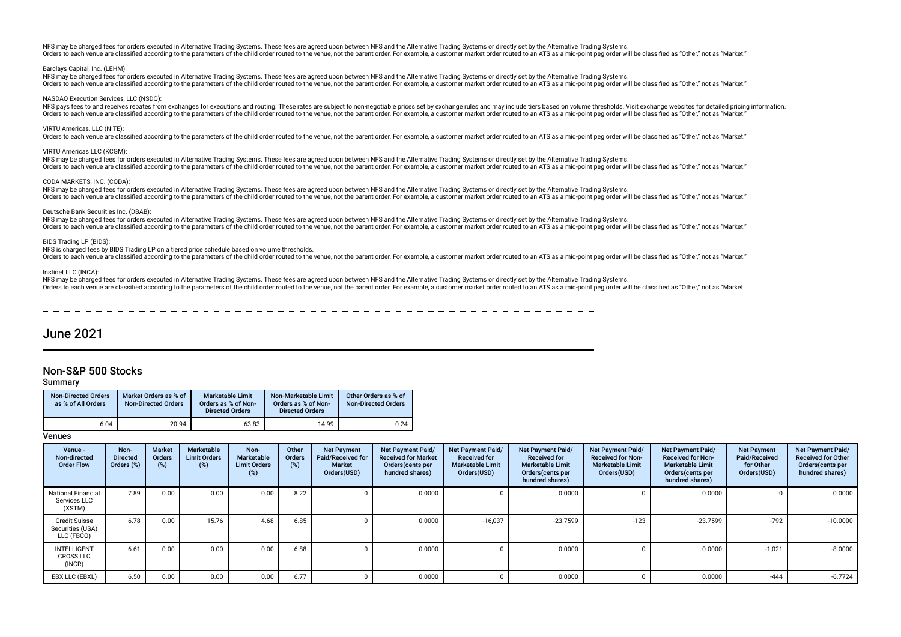NFS may be charged fees for orders executed in Alternative Trading Systems. These fees are agreed upon between NFS and the Alternative Trading Systems or directly set by the Alternative Trading Systems.
Orders to each venue are classified according to the parameters of the child order routed to the venue, not the parent order. For example, a customer market order routed to an ATS as a mid-point peg order will be classified as "Other," not as "Market."

Barclays Capital, Inc. (LEHM):
NFS may be charged fees for orders executed in Alternative Trading Systems. These fees are agreed upon between NFS and the Alternative Trading Systems or directly set by the Alternative Trading Systems.
Orders to each venue are classified according to the parameters of the child order routed to the venue, not the parent order. For example, a customer market order routed to an ATS as a mid-point peg order will be classified as "Other," not as "Market."

NASDAQ Execution Services, LLC (NSDQ):
NFS pays fees to and receives rebates from exchanges for executions and routing. These rates are subject to non-negotiable prices set by exchange rules and may include tiers based on volume thresholds. Visit exchange websites for detailed pricing information.
Orders to each venue are classified according to the parameters of the child order routed to the venue, not the parent order. For example, a customer market order routed to an ATS as a mid-point peg order will be classified as "Other," not as "Market."

VIRTU Americas, LLC (NITE):
Orders to each venue are classified according to the parameters of the child order routed to the venue, not the parent order. For example, a customer market order routed to an ATS as a mid-point peg order will be classified as "Other," not as "Market."

VIRTU Americas LLC (KCGM):
NFS may be charged fees for orders executed in Alternative Trading Systems. These fees are agreed upon between NFS and the Alternative Trading Systems or directly set by the Alternative Trading Systems.
Orders to each venue are classified according to the parameters of the child order routed to the venue, not the parent order. For example, a customer market order routed to an ATS as a mid-point peg order will be classified as "Other," not as "Market."

CODA MARKETS, INC. (CODA):
NFS may be charged fees for orders executed in Alternative Trading Systems. These fees are agreed upon between NFS and the Alternative Trading Systems or directly set by the Alternative Trading Systems.
Orders to each venue are classified according to the parameters of the child order routed to the venue, not the parent order. For example, a customer market order routed to an ATS as a mid-point peg order will be classified as "Other," not as "Market."

Deutsche Bank Securities Inc. (DBAB):
NFS may be charged fees for orders executed in Alternative Trading Systems. These fees are agreed upon between NFS and the Alternative Trading Systems or directly set by the Alternative Trading Systems.
Orders to each venue are classified according to the parameters of the child order routed to the venue, not the parent order. For example, a customer market order routed to an ATS as a mid-point peg order will be classified as "Other," not as "Market."

BIDS Trading LP (BIDS):
NFS is charged fees by BIDS Trading LP on a tiered price schedule based on volume thresholds.
Orders to each venue are classified according to the parameters of the child order routed to the venue, not the parent order. For example, a customer market order routed to an ATS as a mid-point peg order will be classified as "Other," not as "Market."

Instinet LLC (INCA):
NFS may be charged fees for orders executed in Alternative Trading Systems. These fees are agreed upon between NFS and the Alternative Trading Systems or directly set by the Alternative Trading Systems.
Orders to each venue are classified according to the parameters of the child order routed to the venue, not the parent order. For example, a customer market order routed to an ATS as a mid-point peg order will be classified as "Other," not as "Market.

# June 2021

## Non-S&P 500 Stocks

### Summary

| Non-Directed Orders as % of All Orders | Market Orders as % of Non-Directed Orders | Marketable Limit Orders as % of Non-Directed Orders | Non-Marketable Limit Orders as % of Non-Directed Orders | Other Orders as % of Non-Directed Orders |
|---|---|---|---|---|
| 6.04 | 20.94 | 63.83 | 14.99 | 0.24 |

### Venues

| Venue - Non-directed Order Flow | Non-Directed Orders (%) | Market Orders (%) | Marketable Limit Orders (%) | Non-Marketable Limit Orders (%) | Other Orders (%) | Net Payment Paid/Received for Market Orders(USD) | Net Payment Paid/Received for Market Orders(cents per hundred shares) | Net Payment Paid/Received for Marketable Limit Orders(USD) | Net Payment Paid/Received for Marketable Limit Orders(cents per hundred shares) | Net Payment Paid/Received for Non-Marketable Limit Orders(USD) | Net Payment Paid/Received for Non-Marketable Limit Orders(cents per hundred shares) | Net Payment Paid/Received for Other Orders(USD) | Net Payment Paid/Received for Other Orders(cents per hundred shares) |
|---|---|---|---|---|---|---|---|---|---|---|---|---|---|
| National Financial Services LLC (XSTM) | 7.89 | 0.00 | 0.00 | 0.00 | 8.22 | 0 | 0.0000 | 0 | 0.0000 | 0 | 0.0000 | 0 | 0.0000 |
| Credit Suisse Securities (USA) LLC (FBCO) | 6.78 | 0.00 | 15.76 | 4.68 | 6.85 | 0 | 0.0000 | -16,037 | -23.7599 | -123 | -23.7599 | -792 | -10.0000 |
| INTELLIGENT CROSS LLC (INCR) | 6.61 | 0.00 | 0.00 | 0.00 | 6.88 | 0 | 0.0000 | 0 | 0.0000 | 0 | 0.0000 | -1,021 | -8.0000 |
| EBX LLC (EBXL) | 6.50 | 0.00 | 0.00 | 0.00 | 6.77 | 0 | 0.0000 | 0 | 0.0000 | 0 | 0.0000 | -444 | -6.7724 |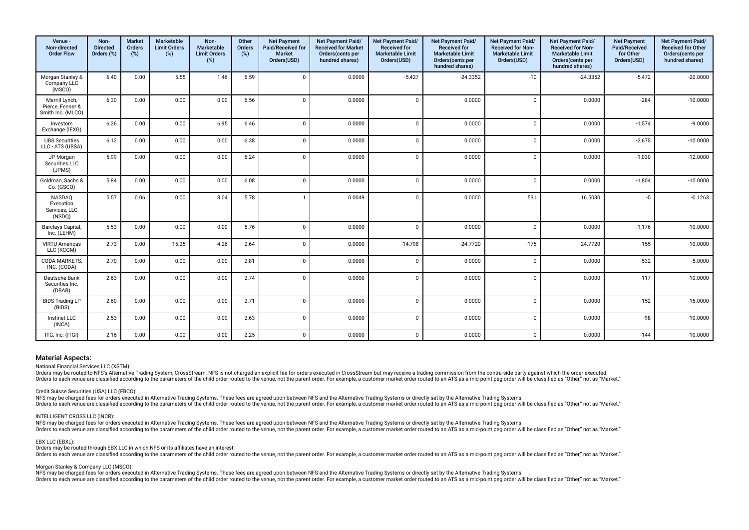| Venue - Non-directed Order Flow | Non-Directed Orders (%) | Market Orders (%) | Marketable Limit Orders (%) | Non-Marketable Limit Orders (%) | Other Orders (%) | Net Payment Paid/Received for Market Orders(USD) | Net Payment Paid/ Received for Market Orders(cents per hundred shares) | Net Payment Paid/ Received for Marketable Limit Orders(USD) | Net Payment Paid/ Received for Marketable Limit Orders(cents per hundred shares) | Net Payment Paid/ Received for Non-Marketable Limit Orders(USD) | Net Payment Paid/ Received for Non-Marketable Limit Orders(cents per hundred shares) | Net Payment Paid/Received for Other Orders(USD) | Net Payment Paid/ Received for Other Orders(cents per hundred shares) |
|---|---|---|---|---|---|---|---|---|---|---|---|---|---|
| Morgan Stanley & Company LLC (MSCO) | 6.40 | 0.00 | 5.55 | 1.46 | 6.59 | 0 | 0.0000 | -5,427 | -24.3352 | -10 | -24.3352 | -5,472 | -20.0000 |
| Merrill Lynch, Pierce, Fenner & Smith Inc. (MLCO) | 6.30 | 0.00 | 0.00 | 0.00 | 6.56 | 0 | 0.0000 | 0 | 0.0000 | 0 | 0.0000 | -284 | -10.0000 |
| Investors Exchange (IEXG) | 6.26 | 0.00 | 0.00 | 6.95 | 6.46 | 0 | 0.0000 | 0 | 0.0000 | 0 | 0.0000 | -1,574 | -9.0000 |
| UBS Securities LLC - ATS (UBSA) | 6.12 | 0.00 | 0.00 | 0.00 | 6.38 | 0 | 0.0000 | 0 | 0.0000 | 0 | 0.0000 | -2,675 | -10.0000 |
| JP Morgan Securities LLC (JPMS) | 5.99 | 0.00 | 0.00 | 0.00 | 6.24 | 0 | 0.0000 | 0 | 0.0000 | 0 | 0.0000 | -1,030 | -12.0000 |
| Goldman, Sachs & Co. (GSCO) | 5.84 | 0.00 | 0.00 | 0.00 | 6.08 | 0 | 0.0000 | 0 | 0.0000 | 0 | 0.0000 | -1,804 | -10.0000 |
| NASDAQ Execution Services, LLC (NSDQ) | 5.57 | 0.06 | 0.00 | 3.04 | 5.78 | 1 | 0.0049 | 0 | 0.0000 | 531 | 16.5030 | -5 | -0.1263 |
| Barclays Capital, Inc. (LEHM) | 5.53 | 0.00 | 0.00 | 0.00 | 5.76 | 0 | 0.0000 | 0 | 0.0000 | 0 | 0.0000 | -1,176 | -10.0000 |
| VIRTU Americas LLC (KCGM) | 2.73 | 0.00 | 15.25 | 4.26 | 2.64 | 0 | 0.0000 | -14,798 | -24.7720 | -175 | -24.7720 | -155 | -10.0000 |
| CODA MARKETS, INC. (CODA) | 2.70 | 0.00 | 0.00 | 0.00 | 2.81 | 0 | 0.0000 | 0 | 0.0000 | 0 | 0.0000 | -532 | -5.0000 |
| Deutsche Bank Securities Inc. (DBAB) | 2.63 | 0.00 | 0.00 | 0.00 | 2.74 | 0 | 0.0000 | 0 | 0.0000 | 0 | 0.0000 | -117 | -10.0000 |
| BIDS Trading LP (BIDS) | 2.60 | 0.00 | 0.00 | 0.00 | 2.71 | 0 | 0.0000 | 0 | 0.0000 | 0 | 0.0000 | -152 | -15.0000 |
| Instinet LLC (INCA) | 2.53 | 0.00 | 0.00 | 0.00 | 2.63 | 0 | 0.0000 | 0 | 0.0000 | 0 | 0.0000 | -98 | -10.0000 |
| ITG, Inc. (ITGI) | 2.16 | 0.00 | 0.00 | 0.00 | 2.25 | 0 | 0.0000 | 0 | 0.0000 | 0 | 0.0000 | -144 | -10.0000 |

## Material Aspects:

National Financial Services LLC (XSTM):
Orders may be routed to NFS's Alternative Trading System, CrossStream. NFS is not charged an explicit fee for orders executed in CrossStream but may receive a trading commission from the contra-side party against which the order executed.
Orders to each venue are classified according to the parameters of the child order routed to the venue, not the parent order. For example, a customer market order routed to an ATS as a mid-point peg order will be classified as "Other," not as "Market."

Credit Suisse Securities (USA) LLC (FBCO):
NFS may be charged fees for orders executed in Alternative Trading Systems. These fees are agreed upon between NFS and the Alternative Trading Systems or directly set by the Alternative Trading Systems.
Orders to each venue are classified according to the parameters of the child order routed to the venue, not the parent order. For example, a customer market order routed to an ATS as a mid-point peg order will be classified as "Other," not as "Market."

INTELLIGENT CROSS LLC (INCR):
NFS may be charged fees for orders executed in Alternative Trading Systems. These fees are agreed upon between NFS and the Alternative Trading Systems or directly set by the Alternative Trading Systems.
Orders to each venue are classified according to the parameters of the child order routed to the venue, not the parent order. For example, a customer market order routed to an ATS as a mid-point peg order will be classified as "Other," not as "Market."

EBX LLC (EBXL):
Orders may be routed through EBX LLC in which NFS or its affiliates have an interest.
Orders to each venue are classified according to the parameters of the child order routed to the venue, not the parent order. For example, a customer market order routed to an ATS as a mid-point peg order will be classified as "Other," not as "Market."

Morgan Stanley & Company LLC (MSCO):
NFS may be charged fees for orders executed in Alternative Trading Systems. These fees are agreed upon between NFS and the Alternative Trading Systems or directly set by the Alternative Trading Systems.
Orders to each venue are classified according to the parameters of the child order routed to the venue, not the parent order. For example, a customer market order routed to an ATS as a mid-point peg order will be classified as "Other," not as "Market."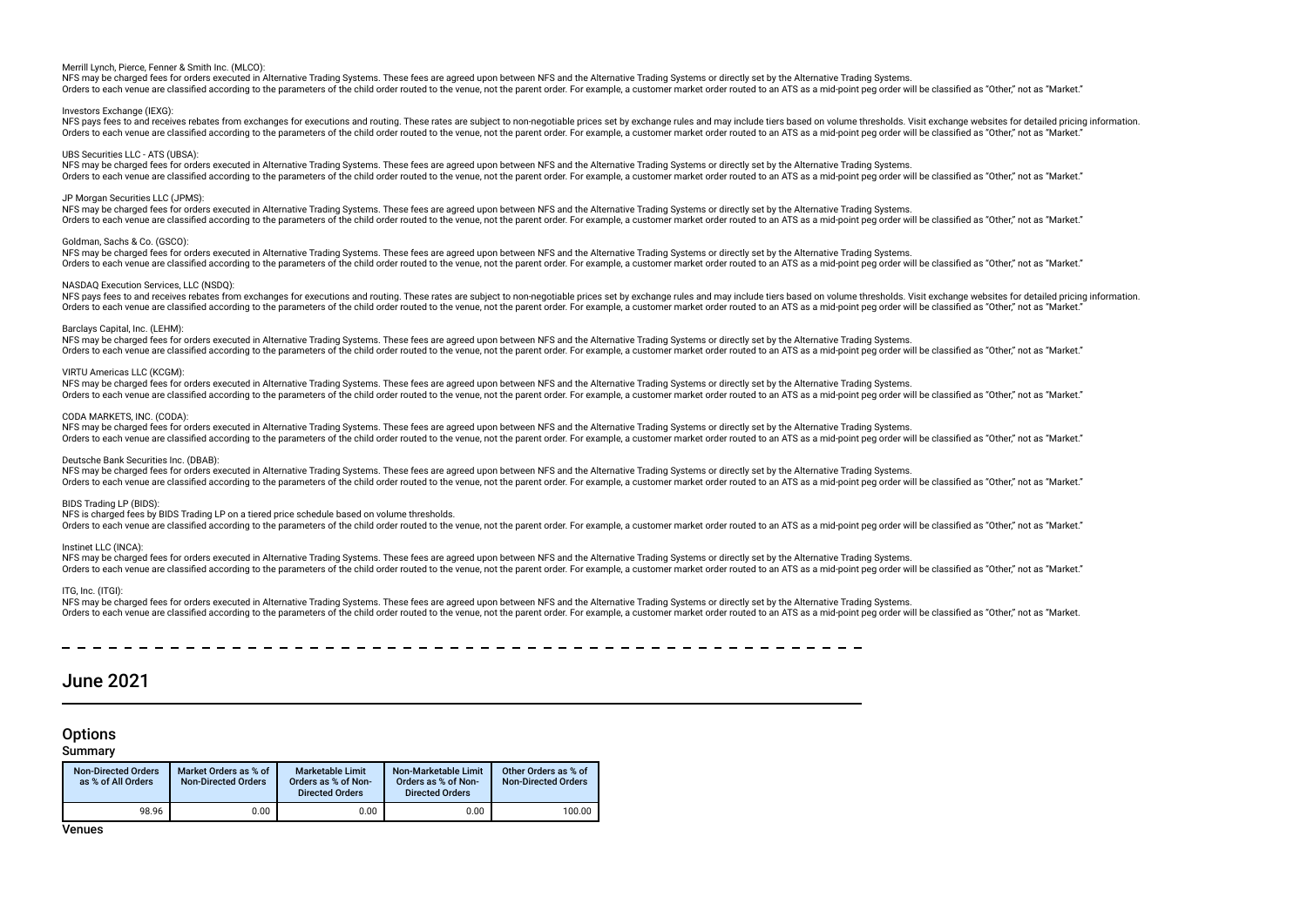Merrill Lynch, Pierce, Fenner & Smith Inc. (MLCO):
NFS may be charged fees for orders executed in Alternative Trading Systems. These fees are agreed upon between NFS and the Alternative Trading Systems or directly set by the Alternative Trading Systems.
Orders to each venue are classified according to the parameters of the child order routed to the venue, not the parent order. For example, a customer market order routed to an ATS as a mid-point peg order will be classified as "Other," not as "Market."

Investors Exchange (IEXG):
NFS pays fees to and receives rebates from exchanges for executions and routing. These rates are subject to non-negotiable prices set by exchange rules and may include tiers based on volume thresholds. Visit exchange websites for detailed pricing information.
Orders to each venue are classified according to the parameters of the child order routed to the venue, not the parent order. For example, a customer market order routed to an ATS as a mid-point peg order will be classified as "Other," not as "Market."

UBS Securities LLC - ATS (UBSA):
NFS may be charged fees for orders executed in Alternative Trading Systems. These fees are agreed upon between NFS and the Alternative Trading Systems or directly set by the Alternative Trading Systems.
Orders to each venue are classified according to the parameters of the child order routed to the venue, not the parent order. For example, a customer market order routed to an ATS as a mid-point peg order will be classified as "Other," not as "Market."

JP Morgan Securities LLC (JPMS):
NFS may be charged fees for orders executed in Alternative Trading Systems. These fees are agreed upon between NFS and the Alternative Trading Systems or directly set by the Alternative Trading Systems.
Orders to each venue are classified according to the parameters of the child order routed to the venue, not the parent order. For example, a customer market order routed to an ATS as a mid-point peg order will be classified as "Other," not as "Market."

Goldman, Sachs & Co. (GSCO):
NFS may be charged fees for orders executed in Alternative Trading Systems. These fees are agreed upon between NFS and the Alternative Trading Systems or directly set by the Alternative Trading Systems.
Orders to each venue are classified according to the parameters of the child order routed to the venue, not the parent order. For example, a customer market order routed to an ATS as a mid-point peg order will be classified as "Other," not as "Market."

NASDAQ Execution Services, LLC (NSDQ):
NFS pays fees to and receives rebates from exchanges for executions and routing. These rates are subject to non-negotiable prices set by exchange rules and may include tiers based on volume thresholds. Visit exchange websites for detailed pricing information.
Orders to each venue are classified according to the parameters of the child order routed to the venue, not the parent order. For example, a customer market order routed to an ATS as a mid-point peg order will be classified as "Other," not as "Market."

Barclays Capital, Inc. (LEHM):
NFS may be charged fees for orders executed in Alternative Trading Systems. These fees are agreed upon between NFS and the Alternative Trading Systems or directly set by the Alternative Trading Systems.
Orders to each venue are classified according to the parameters of the child order routed to the venue, not the parent order. For example, a customer market order routed to an ATS as a mid-point peg order will be classified as "Other," not as "Market."

VIRTU Americas LLC (KCGM):
NFS may be charged fees for orders executed in Alternative Trading Systems. These fees are agreed upon between NFS and the Alternative Trading Systems or directly set by the Alternative Trading Systems.
Orders to each venue are classified according to the parameters of the child order routed to the venue, not the parent order. For example, a customer market order routed to an ATS as a mid-point peg order will be classified as "Other," not as "Market."

CODA MARKETS, INC. (CODA):
NFS may be charged fees for orders executed in Alternative Trading Systems. These fees are agreed upon between NFS and the Alternative Trading Systems or directly set by the Alternative Trading Systems.
Orders to each venue are classified according to the parameters of the child order routed to the venue, not the parent order. For example, a customer market order routed to an ATS as a mid-point peg order will be classified as "Other," not as "Market."

Deutsche Bank Securities Inc. (DBAB):
NFS may be charged fees for orders executed in Alternative Trading Systems. These fees are agreed upon between NFS and the Alternative Trading Systems or directly set by the Alternative Trading Systems.
Orders to each venue are classified according to the parameters of the child order routed to the venue, not the parent order. For example, a customer market order routed to an ATS as a mid-point peg order will be classified as "Other," not as "Market."

BIDS Trading LP (BIDS):
NFS is charged fees by BIDS Trading LP on a tiered price schedule based on volume thresholds.
Orders to each venue are classified according to the parameters of the child order routed to the venue, not the parent order. For example, a customer market order routed to an ATS as a mid-point peg order will be classified as "Other," not as "Market."

Instinet LLC (INCA):
NFS may be charged fees for orders executed in Alternative Trading Systems. These fees are agreed upon between NFS and the Alternative Trading Systems or directly set by the Alternative Trading Systems.
Orders to each venue are classified according to the parameters of the child order routed to the venue, not the parent order. For example, a customer market order routed to an ATS as a mid-point peg order will be classified as "Other," not as "Market."

ITG, Inc. (ITGI):
NFS may be charged fees for orders executed in Alternative Trading Systems. These fees are agreed upon between NFS and the Alternative Trading Systems or directly set by the Alternative Trading Systems.
Orders to each venue are classified according to the parameters of the child order routed to the venue, not the parent order. For example, a customer market order routed to an ATS as a mid-point peg order will be classified as "Other," not as "Market.

# June 2021

## Options

### Summary

| Non-Directed Orders as % of All Orders | Market Orders as % of Non-Directed Orders | Marketable Limit Orders as % of Non-Directed Orders | Non-Marketable Limit Orders as % of Non-Directed Orders | Other Orders as % of Non-Directed Orders |
|---|---|---|---|---|
| 98.96 | 0.00 | 0.00 | 0.00 | 100.00 |

### Venues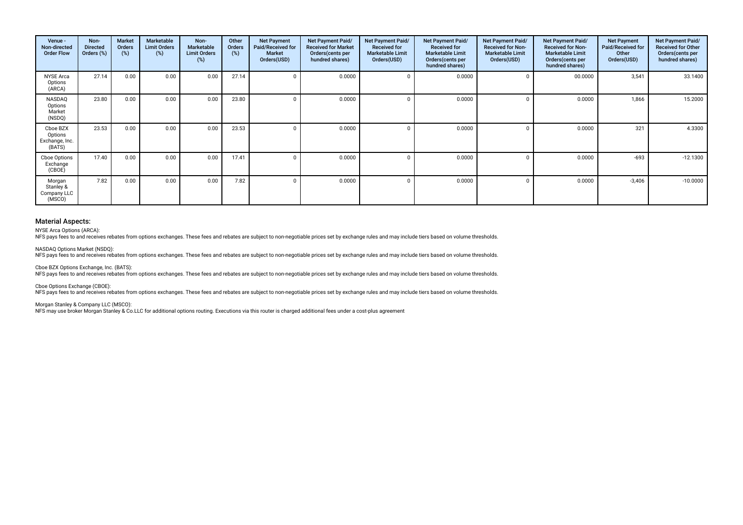| Venue - Non-directed Order Flow | Non-Directed Orders (%) | Market Orders (%) | Marketable Limit Orders (%) | Non-Marketable Limit Orders (%) | Other Orders (%) | Net Payment Paid/Received for Market Orders(USD) | Net Payment Paid/ Received for Market Orders(cents per hundred shares) | Net Payment Paid/ Received for Marketable Limit Orders(USD) | Net Payment Paid/ Received for Marketable Limit Orders(cents per hundred shares) | Net Payment Paid/ Received for Non-Marketable Limit Orders(USD) | Net Payment Paid/ Received for Non-Marketable Limit Orders(cents per hundred shares) | Net Payment Paid/Received for Other Orders(USD) | Net Payment Paid/ Received for Other Orders(cents per hundred shares) |
|---|---|---|---|---|---|---|---|---|---|---|---|---|---|
| NYSE Arca Options (ARCA) | 27.14 | 0.00 | 0.00 | 0.00 | 27.14 | 0 | 0.0000 | 0 | 0.0000 | 0 | 00.0000 | 3,541 | 33.1400 |
| NASDAQ Options Market (NSDQ) | 23.80 | 0.00 | 0.00 | 0.00 | 23.80 | 0 | 0.0000 | 0 | 0.0000 | 0 | 0.0000 | 1,866 | 15.2000 |
| Cboe BZX Options Exchange, Inc. (BATS) | 23.53 | 0.00 | 0.00 | 0.00 | 23.53 | 0 | 0.0000 | 0 | 0.0000 | 0 | 0.0000 | 321 | 4.3300 |
| Cboe Options Exchange (CBOE) | 17.40 | 0.00 | 0.00 | 0.00 | 17.41 | 0 | 0.0000 | 0 | 0.0000 | 0 | 0.0000 | -693 | -12.1300 |
| Morgan Stanley & Company LLC (MSCO) | 7.82 | 0.00 | 0.00 | 0.00 | 7.82 | 0 | 0.0000 | 0 | 0.0000 | 0 | 0.0000 | -3,406 | -10.0000 |

## Material Aspects:

NYSE Arca Options (ARCA):
NFS pays fees to and receives rebates from options exchanges. These fees and rebates are subject to non-negotiable prices set by exchange rules and may include tiers based on volume thresholds.

NASDAQ Options Market (NSDQ):
NFS pays fees to and receives rebates from options exchanges. These fees and rebates are subject to non-negotiable prices set by exchange rules and may include tiers based on volume thresholds.

Cboe BZX Options Exchange, Inc. (BATS):
NFS pays fees to and receives rebates from options exchanges. These fees and rebates are subject to non-negotiable prices set by exchange rules and may include tiers based on volume thresholds.

Cboe Options Exchange (CBOE):
NFS pays fees to and receives rebates from options exchanges. These fees and rebates are subject to non-negotiable prices set by exchange rules and may include tiers based on volume thresholds.

Morgan Stanley & Company LLC (MSCO):
NFS may use broker Morgan Stanley & Co.LLC for additional options routing. Executions via this router is charged additional fees under a cost-plus agreement